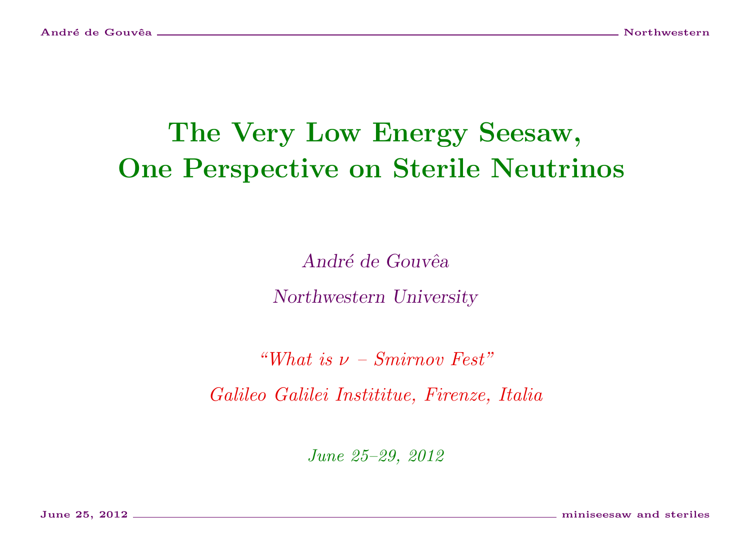# The Very Low Energy Seesaw, One Perspective on Sterile Neutrinos

*André de Gouvêa*

*Northwestern University*

*"What is $\nu$ – Smirnov Fest"*

*Galileo Galilei Instititue, Firenze, Italia*

*June 25–29, 2012*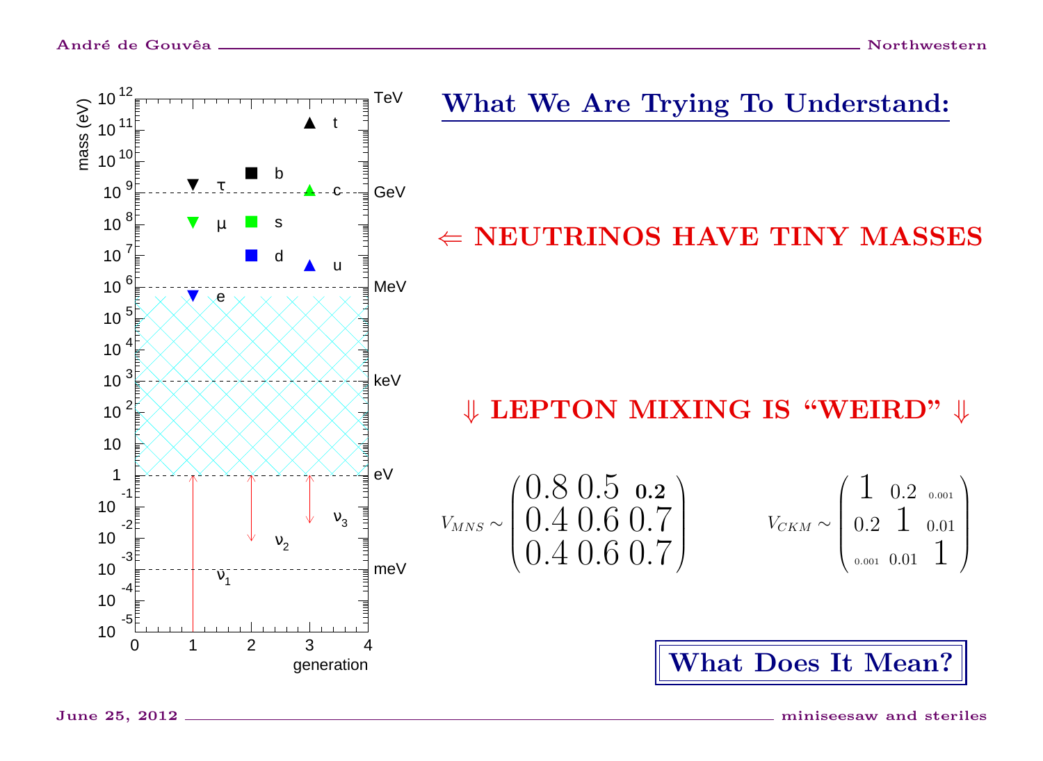# What We Are Trying To Understand:

⇐ **NEUTRINOS HAVE TINY MASSES**

⇓ **LEPTON MIXING IS "WEIRD"** ⇓

$$V_{MNS} \sim \begin{pmatrix} 0.8 & 0.5 & \mathbf{0.2} \\ 0.4 & 0.6 & 0.7 \\ 0.4 & 0.6 & 0.7 \end{pmatrix} \qquad V_{CKM} \sim \begin{pmatrix} 1 & 0.2 & 0.001 \\ 0.2 & 1 & 0.01 \\ 0.001 & 0.01 & 1 \end{pmatrix}$$

**What Does It Mean?**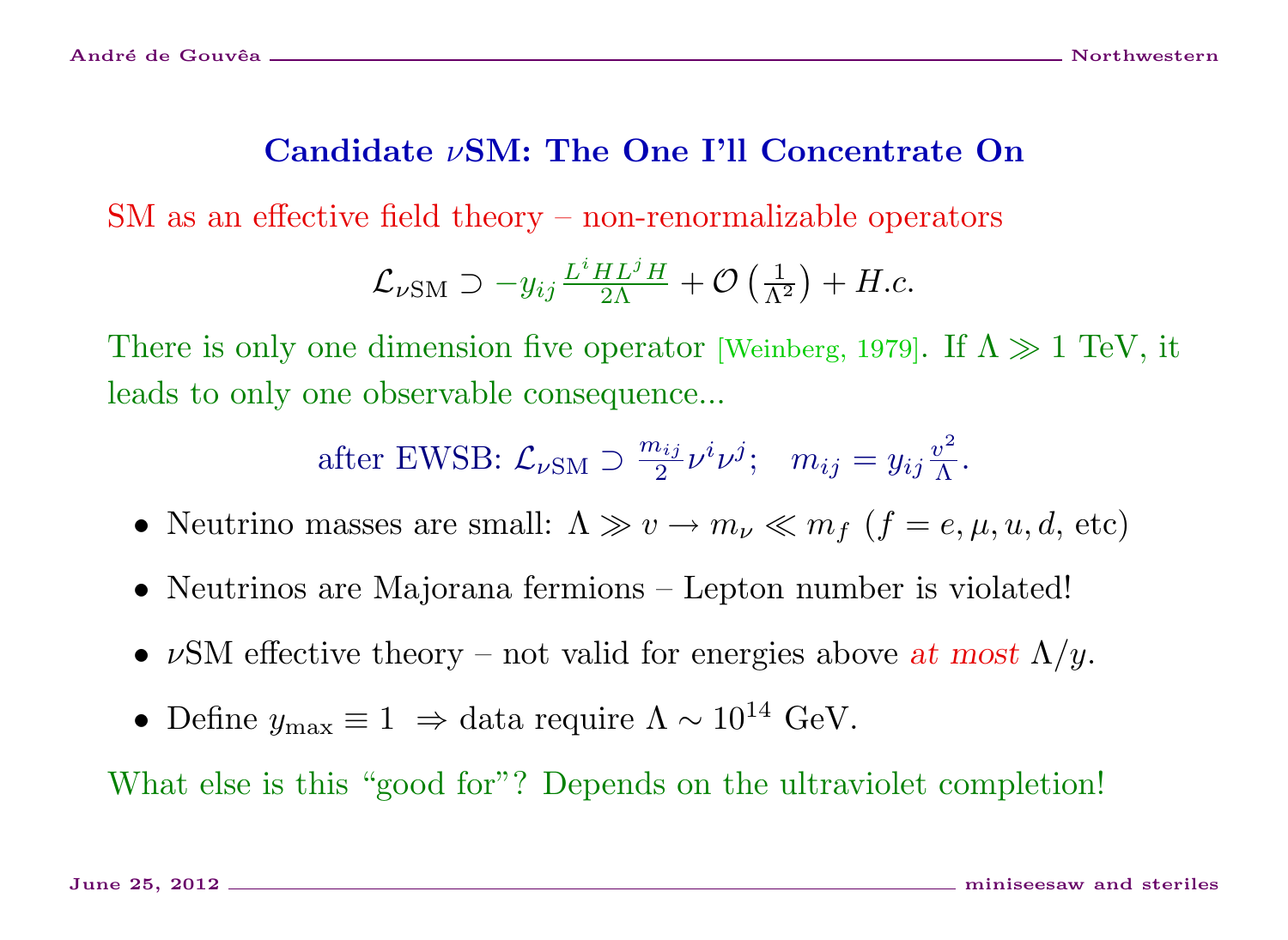## Candidate $\nu$SM: The One I'll Concentrate On

SM as an effective field theory – non-renormalizable operators

$$\mathcal{L}_{\nu\mathrm{SM}} \supset -y_{ij}\frac{L^iHL^jH}{2\Lambda} + \mathcal{O}\left(\frac{1}{\Lambda^2}\right) + H.c.$$

There is only one dimension five operator [Weinberg, 1979]. If $\Lambda \gg 1$ TeV, it leads to only one observable consequence...

$$\text{after EWSB: } \mathcal{L}_{\nu\mathrm{SM}} \supset \frac{m_{ij}}{2}\nu^i\nu^j; \quad m_{ij} = y_{ij}\frac{v^2}{\Lambda}.$$

- Neutrino masses are small: $\Lambda \gg v \rightarrow m_\nu \ll m_f$ ($f = e, \mu, u, d$, etc)
- Neutrinos are Majorana fermions – Lepton number is violated!
- $\nu$SM effective theory – not valid for energies above *at most* $\Lambda/y$.
- Define $y_{\max} \equiv 1 \Rightarrow$ data require $\Lambda \sim 10^{14}$ GeV.

What else is this "good for"? Depends on the ultraviolet completion!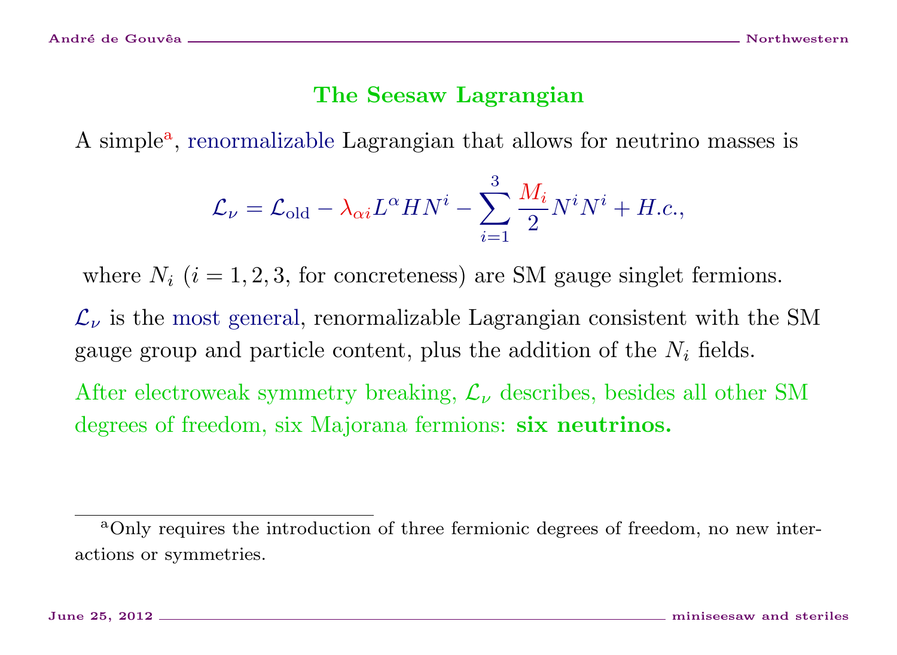## The Seesaw Lagrangian

A simple[a], renormalizable Lagrangian that allows for neutrino masses is

$$\mathcal{L}_\nu = \mathcal{L}_{\rm old} - \lambda_{\alpha i} L^\alpha H N^i - \sum_{i=1}^{3} \frac{M_i}{2} N^i N^i + H.c.,$$

where $N_i$ ($i = 1, 2, 3$, for concreteness) are SM gauge singlet fermions.

$\mathcal{L}_\nu$ is the most general, renormalizable Lagrangian consistent with the SM gauge group and particle content, plus the addition of the $N_i$ fields.

After electroweak symmetry breaking, $\mathcal{L}_\nu$ describes, besides all other SM degrees of freedom, six Majorana fermions: **six neutrinos.**

---

[a] Only requires the introduction of three fermionic degrees of freedom, no new interactions or symmetries.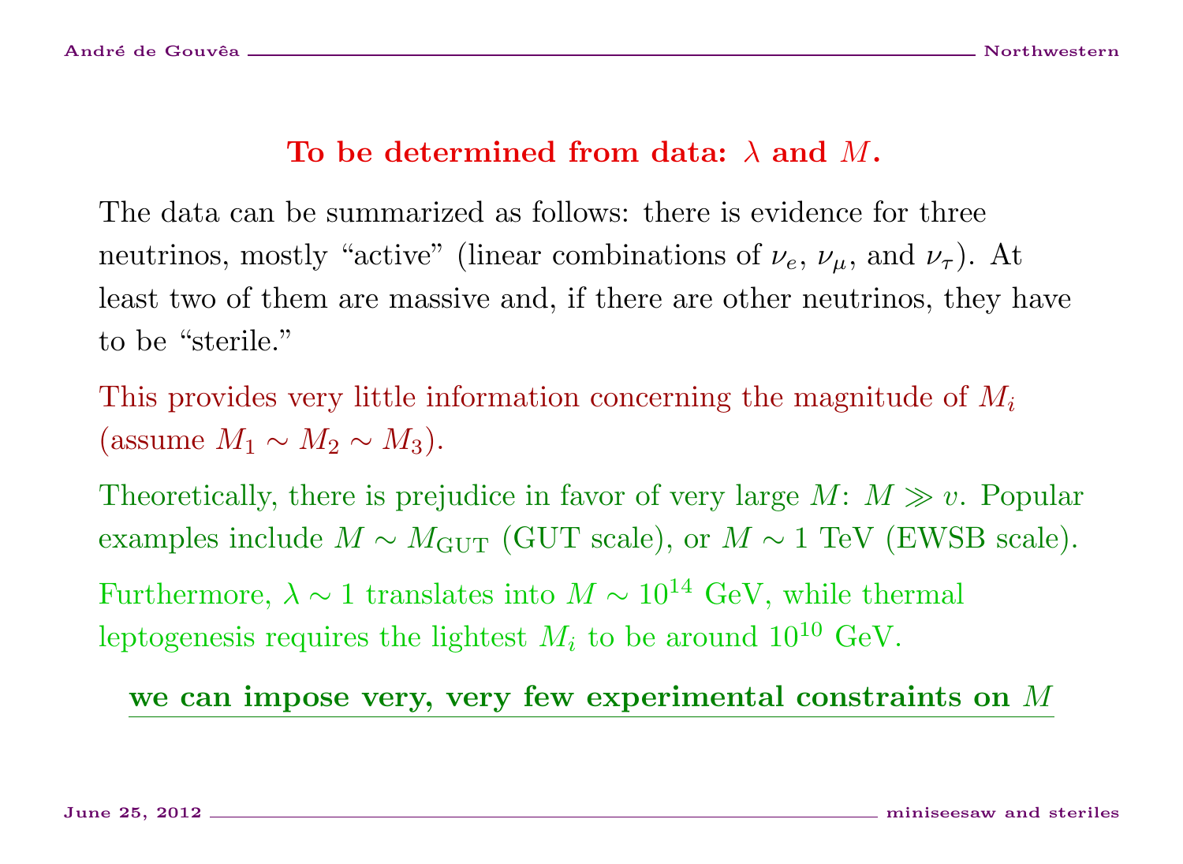## To be determined from data: $\lambda$ and $M$.

The data can be summarized as follows: there is evidence for three neutrinos, mostly "active" (linear combinations of $\nu_e$, $\nu_\mu$, and $\nu_\tau$). At least two of them are massive and, if there are other neutrinos, they have to be "sterile."

This provides very little information concerning the magnitude of $M_i$ (assume $M_1 \sim M_2 \sim M_3$).

Theoretically, there is prejudice in favor of very large $M$: $M \gg v$. Popular examples include $M \sim M_{\rm GUT}$ (GUT scale), or $M \sim 1$ TeV (EWSB scale).

Furthermore, $\lambda \sim 1$ translates into $M \sim 10^{14}$ GeV, while thermal leptogenesis requires the lightest $M_i$ to be around $10^{10}$ GeV.

**we can impose very, very few experimental constraints on $M$**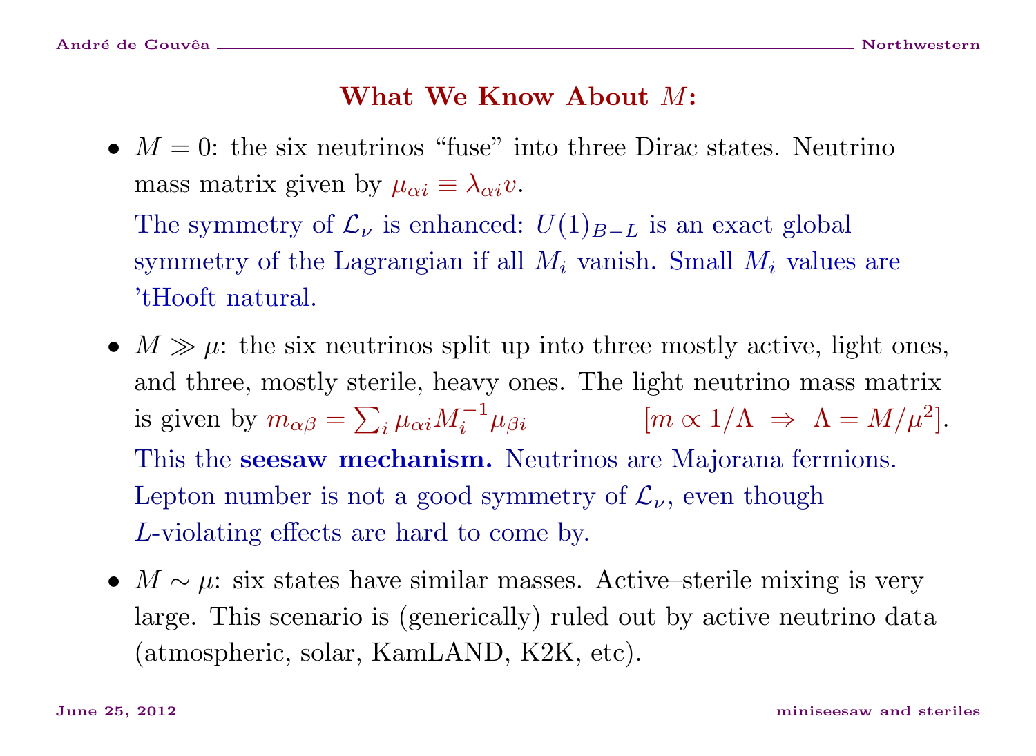## What We Know About $M$:

- $M = 0$: the six neutrinos "fuse" into three Dirac states. Neutrino mass matrix given by $\mu_{\alpha i} \equiv \lambda_{\alpha i} v$.

  The symmetry of $\mathcal{L}_\nu$ is enhanced: $U(1)_{B-L}$ is an exact global symmetry of the Lagrangian if all $M_i$ vanish. Small $M_i$ values are 'tHooft natural.

- $M \gg \mu$: the six neutrinos split up into three mostly active, light ones, and three, mostly sterile, heavy ones. The light neutrino mass matrix is given by $m_{\alpha\beta} = \sum_i \mu_{\alpha i} M_i^{-1} \mu_{\beta i}$ $\quad [m \propto 1/\Lambda \ \Rightarrow \ \Lambda = M/\mu^2]$.

  This the **seesaw mechanism.** Neutrinos are Majorana fermions. Lepton number is not a good symmetry of $\mathcal{L}_\nu$, even though $L$-violating effects are hard to come by.

- $M \sim \mu$: six states have similar masses. Active–sterile mixing is very large. This scenario is (generically) ruled out by active neutrino data (atmospheric, solar, KamLAND, K2K, etc).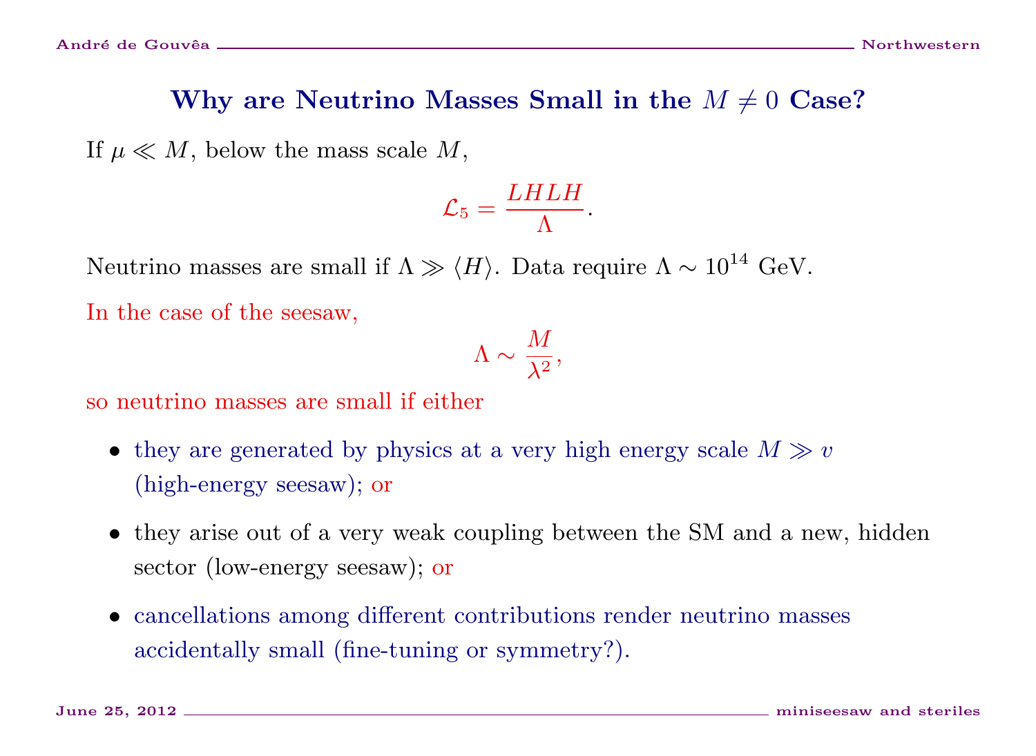## Why are Neutrino Masses Small in the $M \neq 0$ Case?

If $\mu \ll M$, below the mass scale $M$,

$$\mathcal{L}_5 = \frac{LHLH}{\Lambda}.$$

Neutrino masses are small if $\Lambda \gg \langle H \rangle$. Data require $\Lambda \sim 10^{14}$ GeV.

In the case of the seesaw,

$$\Lambda \sim \frac{M}{\lambda^2},$$

so neutrino masses are small if either

- they are generated by physics at a very high energy scale $M \gg v$ (high-energy seesaw); or
- they arise out of a very weak coupling between the SM and a new, hidden sector (low-energy seesaw); or
- cancellations among different contributions render neutrino masses accidentally small (fine-tuning or symmetry?).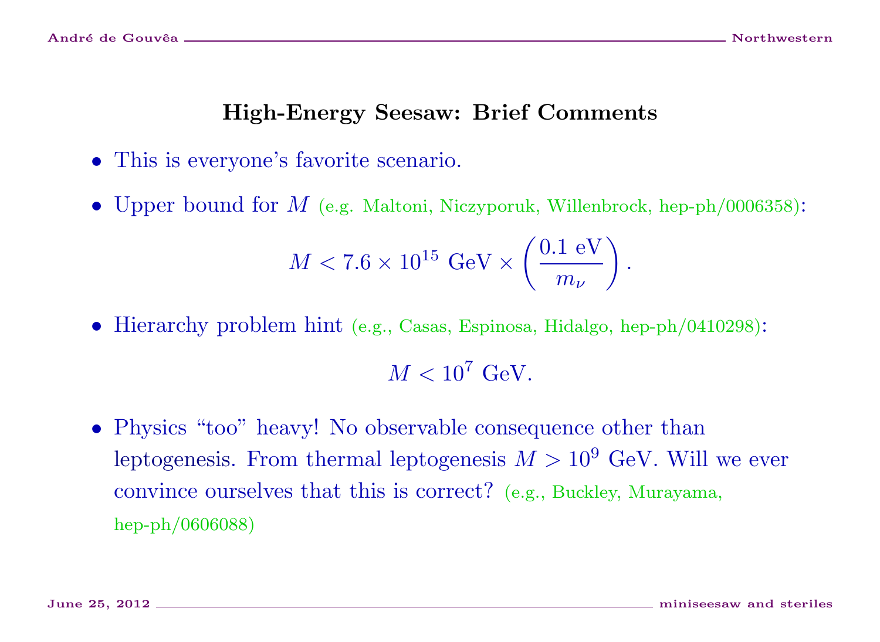## High-Energy Seesaw: Brief Comments

- This is everyone's favorite scenario.
- Upper bound for $M$ (e.g. Maltoni, Niczyporuk, Willenbrock, hep-ph/0006358):

$$M < 7.6 \times 10^{15}\ \text{GeV} \times \left(\frac{0.1\ \text{eV}}{m_\nu}\right).$$

- Hierarchy problem hint (e.g., Casas, Espinosa, Hidalgo, hep-ph/0410298):

$$M < 10^{7}\ \text{GeV}.$$

- Physics "too" heavy! No observable consequence other than leptogenesis. From thermal leptogenesis $M > 10^{9}$ GeV. Will we ever convince ourselves that this is correct? (e.g., Buckley, Murayama, hep-ph/0606088)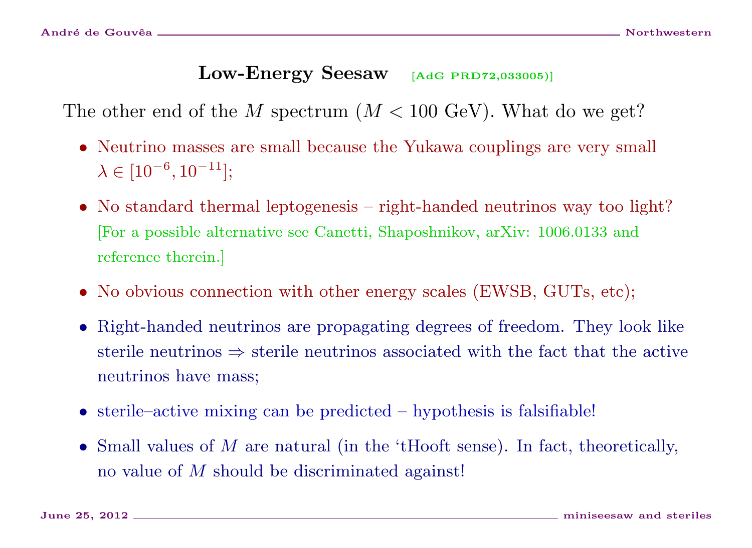## Low-Energy Seesaw [AdG PRD72,033005)]

The other end of the $M$ spectrum ($M < 100$ GeV). What do we get?

- Neutrino masses are small because the Yukawa couplings are very small $\lambda \in [10^{-6}, 10^{-11}]$;
- No standard thermal leptogenesis – right-handed neutrinos way too light? [For a possible alternative see Canetti, Shaposhnikov, arXiv: 1006.0133 and reference therein.]
- No obvious connection with other energy scales (EWSB, GUTs, etc);
- Right-handed neutrinos are propagating degrees of freedom. They look like sterile neutrinos ⇒ sterile neutrinos associated with the fact that the active neutrinos have mass;
- sterile–active mixing can be predicted – hypothesis is falsifiable!
- Small values of $M$ are natural (in the 'tHooft sense). In fact, theoretically, no value of $M$ should be discriminated against!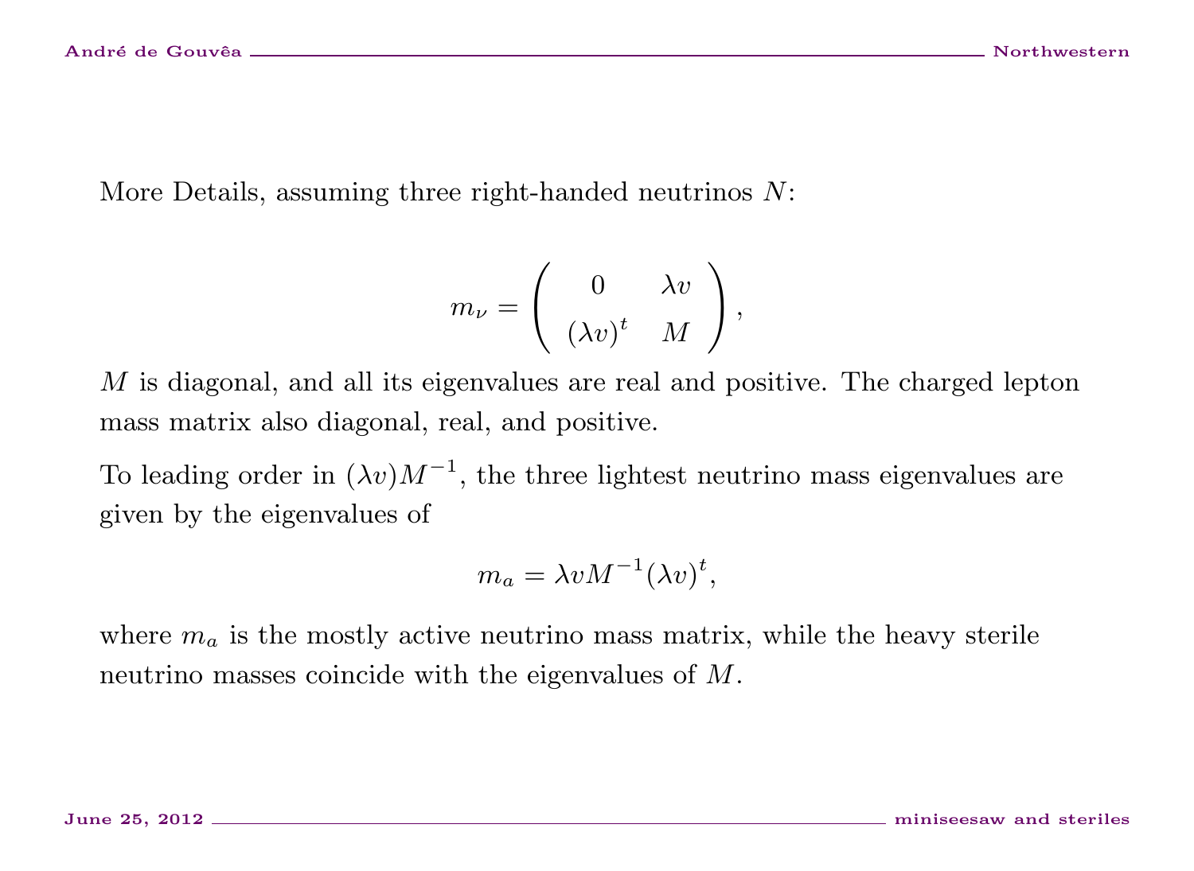More Details, assuming three right-handed neutrinos $N$:

$$m_\nu = \left( \begin{array}{cc} 0 & \lambda v \\ (\lambda v)^t & M \end{array} \right),$$

$M$ is diagonal, and all its eigenvalues are real and positive. The charged lepton mass matrix also diagonal, real, and positive.

To leading order in $(\lambda v)M^{-1}$, the three lightest neutrino mass eigenvalues are given by the eigenvalues of

$$m_a = \lambda v M^{-1} (\lambda v)^t,$$

where $m_a$ is the mostly active neutrino mass matrix, while the heavy sterile neutrino masses coincide with the eigenvalues of $M$.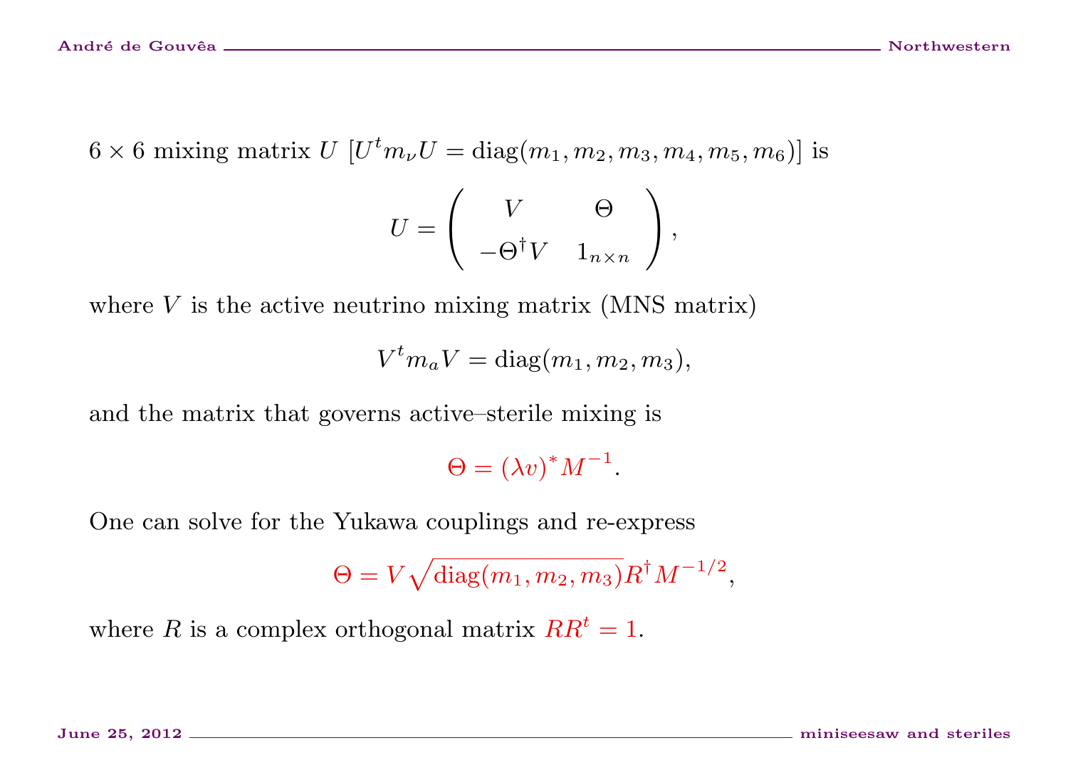$6 \times 6$ mixing matrix $U$ $[U^t m_\nu U = \text{diag}(m_1, m_2, m_3, m_4, m_5, m_6)]$ is

$$U = \begin{pmatrix} V & \Theta \\ -\Theta^\dagger V & 1_{n\times n} \end{pmatrix},$$

where $V$ is the active neutrino mixing matrix (MNS matrix)

$$V^t m_a V = \text{diag}(m_1, m_2, m_3),$$

and the matrix that governs active–sterile mixing is

$$\Theta = (\lambda v)^* M^{-1}.$$

One can solve for the Yukawa couplings and re-express

$$\Theta = V\sqrt{\text{diag}(m_1, m_2, m_3)}R^\dagger M^{-1/2},$$

where $R$ is a complex orthogonal matrix $RR^t = 1$.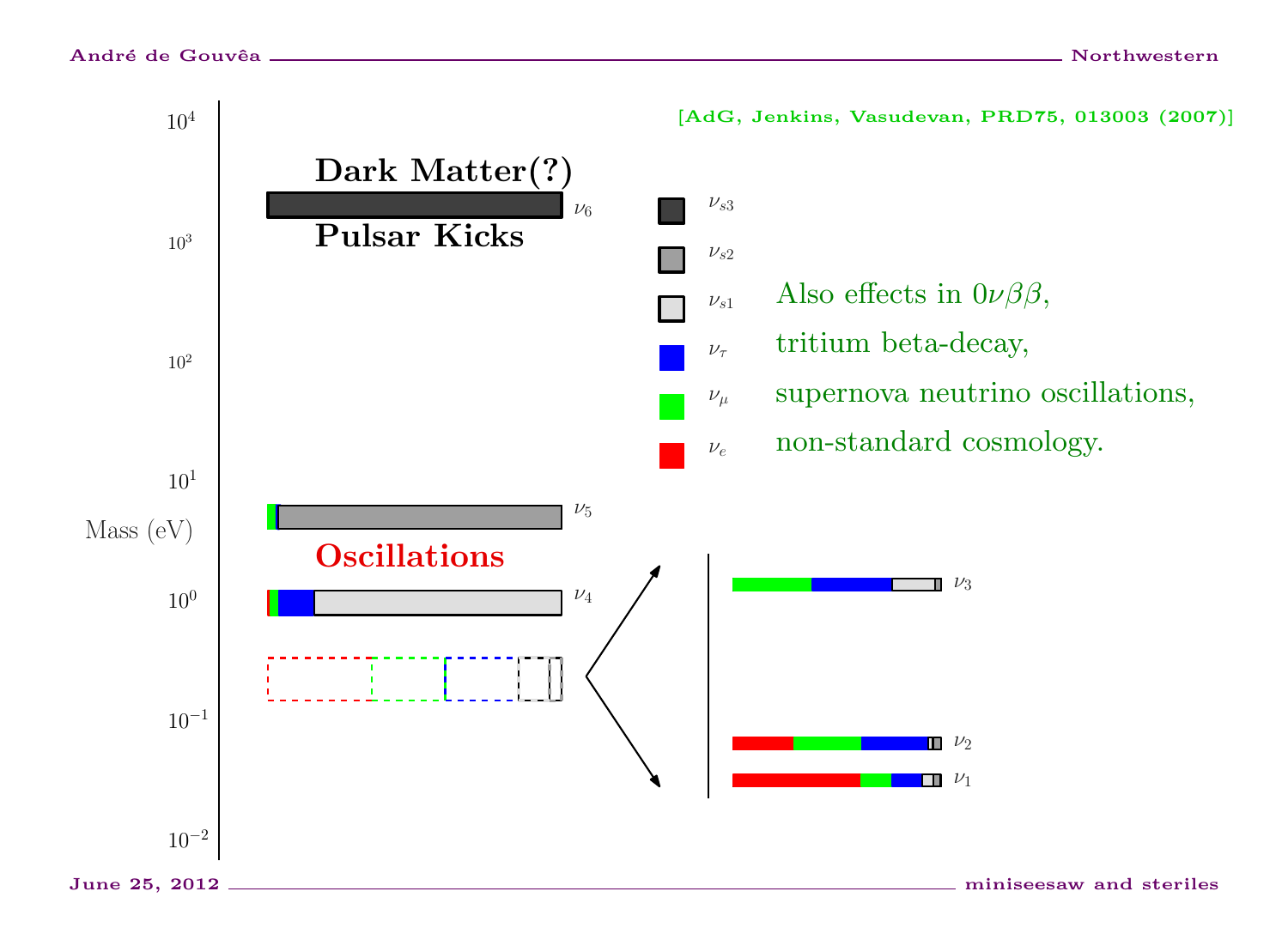[AdG, Jenkins, Vasudevan, PRD75, 013003 (2007)]

**Dark Matter(?)**

**Pulsar Kicks**

**Oscillations**

Mass (eV): $10^{-2}$, $10^{-1}$, $10^{0}$, $10^{1}$, $10^{2}$, $10^{3}$, $10^{4}$

$\nu_6$, $\nu_5$, $\nu_4$, $\nu_3$, $\nu_2$, $\nu_1$

$\nu_{s3}$, $\nu_{s2}$, $\nu_{s1}$, $\nu_\tau$, $\nu_\mu$, $\nu_e$

Also effects in $0\nu\beta\beta$,
tritium beta-decay,
supernova neutrino oscillations,
non-standard cosmology.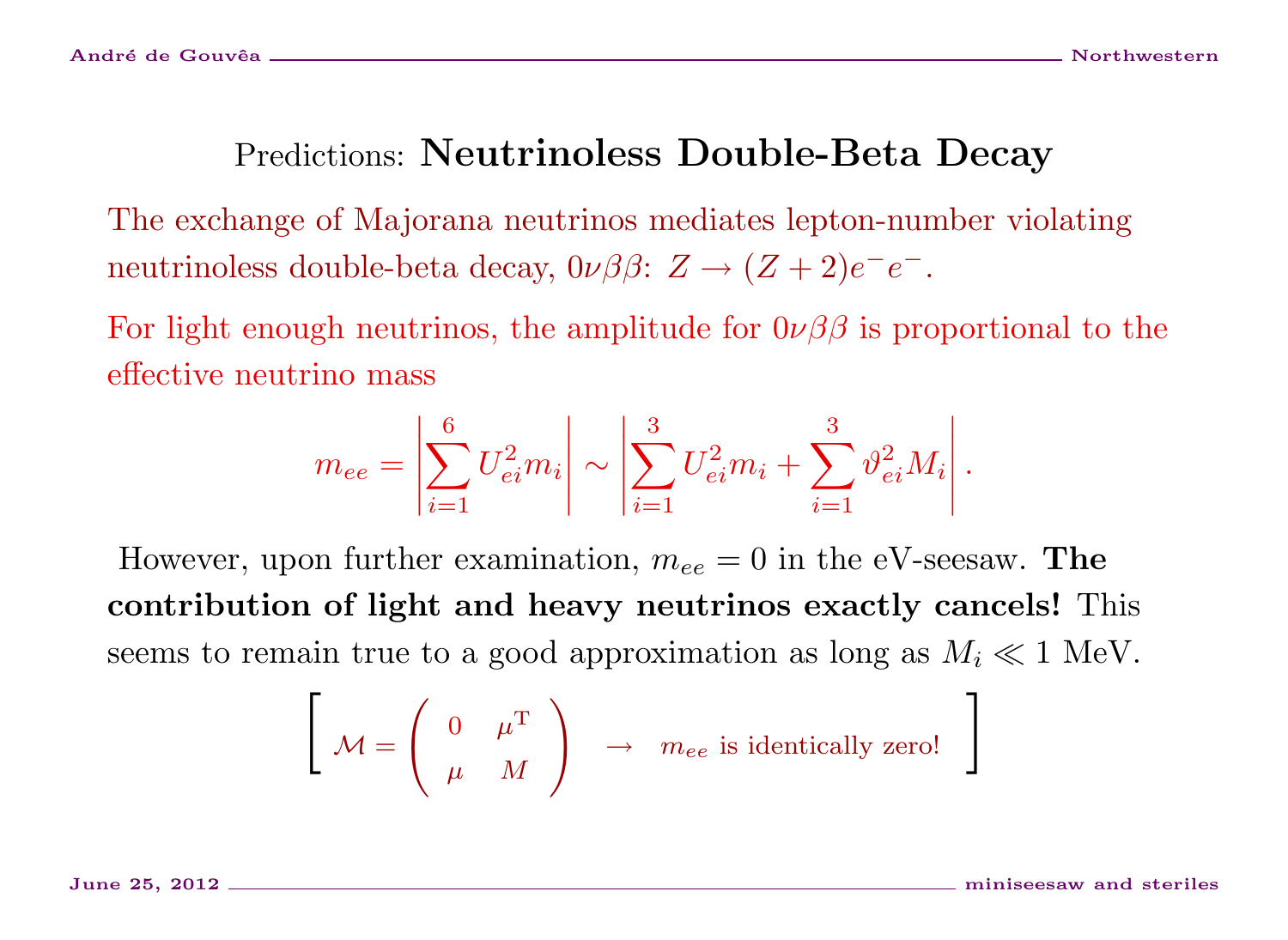# Predictions: **Neutrinoless Double-Beta Decay**

The exchange of Majorana neutrinos mediates lepton-number violating neutrinoless double-beta decay, $0\nu\beta\beta$: $Z \to (Z+2)e^-e^-$.

For light enough neutrinos, the amplitude for $0\nu\beta\beta$ is proportional to the effective neutrino mass

$$m_{ee} = \left|\sum_{i=1}^{6} U_{ei}^2 m_i\right| \sim \left|\sum_{i=1}^{3} U_{ei}^2 m_i + \sum_{i=1}^{3} \vartheta_{ei}^2 M_i\right|.$$

However, upon further examination, $m_{ee} = 0$ in the eV-seesaw. **The contribution of light and heavy neutrinos exactly cancels!** This seems to remain true to a good approximation as long as $M_i \ll 1$ MeV.

$$\left[\ \mathcal{M} = \left(\begin{array}{cc} 0 & \mu^{\rm T} \\ \mu & M \end{array}\right) \ \ \to \ \ m_{ee} \text{ is identically zero!}\ \right]$$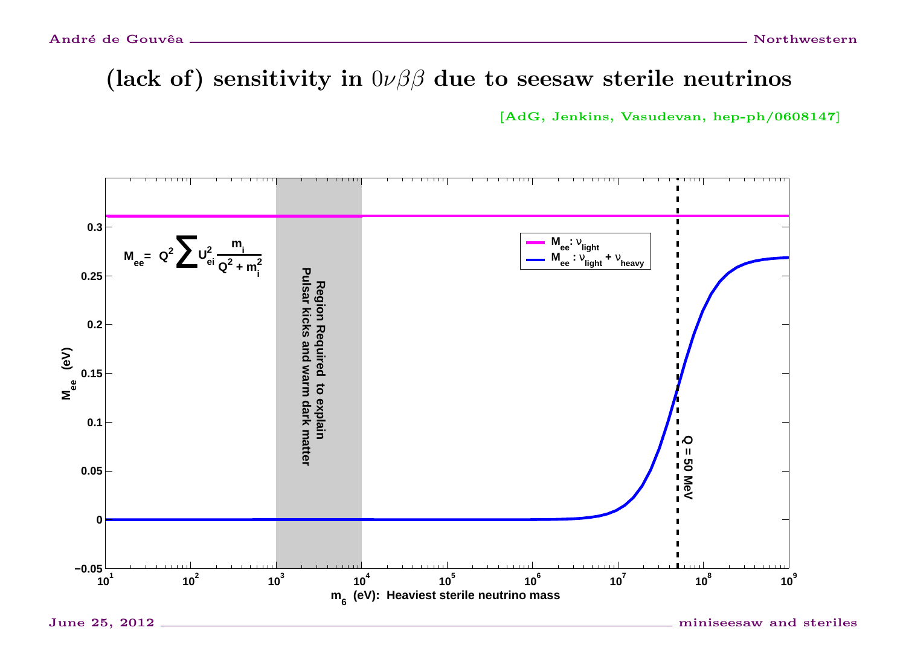# (lack of) sensitivity in $0\nu\beta\beta$ due to seesaw sterile neutrinos

[AdG, Jenkins, Vasudevan, hep-ph/0608147]

$$M_{ee} = Q^2 \sum U_{ei}^2 \frac{m_i}{Q^2 + m_i^2}$$

- $M_{ee}$ : $\nu_{light}$
- $M_{ee}$ : $\nu_{light} + \nu_{heavy}$

Region Required to explain Pulsar kicks and warm dark matter

$Q = 50$ MeV

$M_{ee}$ (eV)

$m_6$ (eV): Heaviest sterile neutrino mass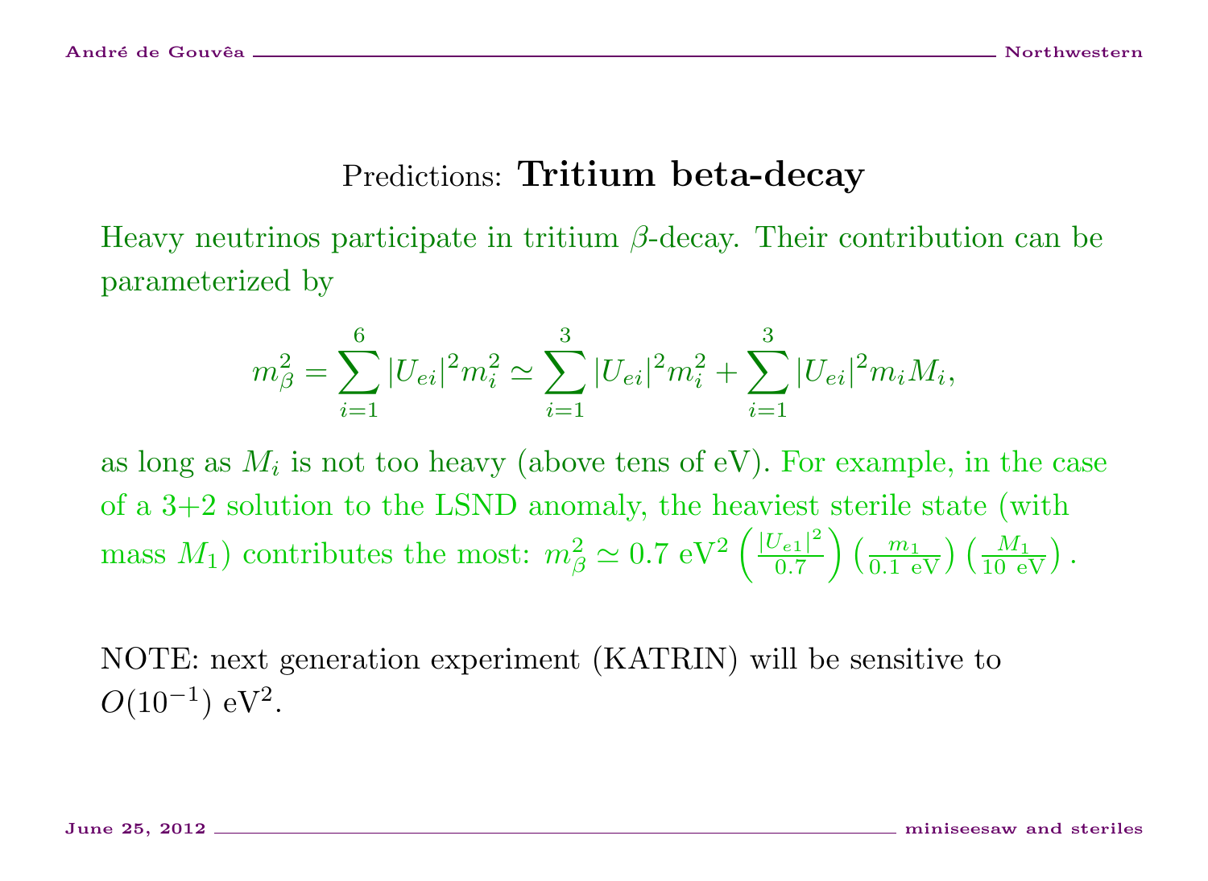## Predictions: **Tritium beta-decay**

Heavy neutrinos participate in tritium $\beta$-decay. Their contribution can be parameterized by

$$m_\beta^2 = \sum_{i=1}^{6} |U_{ei}|^2 m_i^2 \simeq \sum_{i=1}^{3} |U_{ei}|^2 m_i^2 + \sum_{i=1}^{3} |U_{ei}|^2 m_i M_i,$$

as long as $M_i$ is not too heavy (above tens of eV). For example, in the case of a 3+2 solution to the LSND anomaly, the heaviest sterile state (with mass $M_1$) contributes the most: $m_\beta^2 \simeq 0.7~\mathrm{eV}^2 \left(\frac{|U_{e1}|^2}{0.7}\right)\left(\frac{m_1}{0.1~\mathrm{eV}}\right)\left(\frac{M_1}{10~\mathrm{eV}}\right)$.

NOTE: next generation experiment (KATRIN) will be sensitive to $O(10^{-1})~\mathrm{eV}^2$.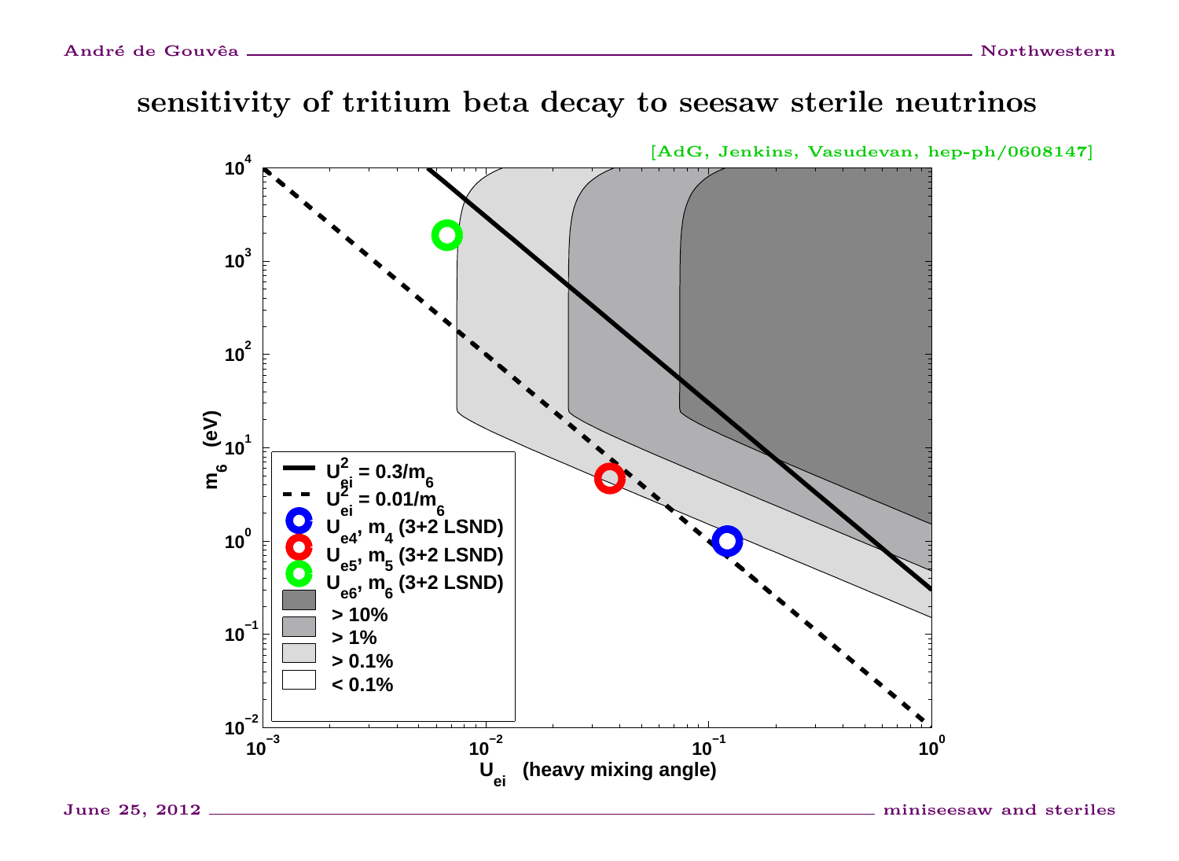# sensitivity of tritium beta decay to seesaw sterile neutrinos

[AdG, Jenkins, Vasudevan, hep-ph/0608147]

- $U_{ei}^2 = 0.3/m_6$
- $U_{ei}^2 = 0.01/m_6$
- $U_{e4}$, $m_4$ (3+2 LSND)
- $U_{e5}$, $m_5$ (3+2 LSND)
- $U_{e6}$, $m_6$ (3+2 LSND)
- > 10%
- > 1%
- > 0.1%
- < 0.1%

$m_6$ (eV)

$U_{ei}$ (heavy mixing angle)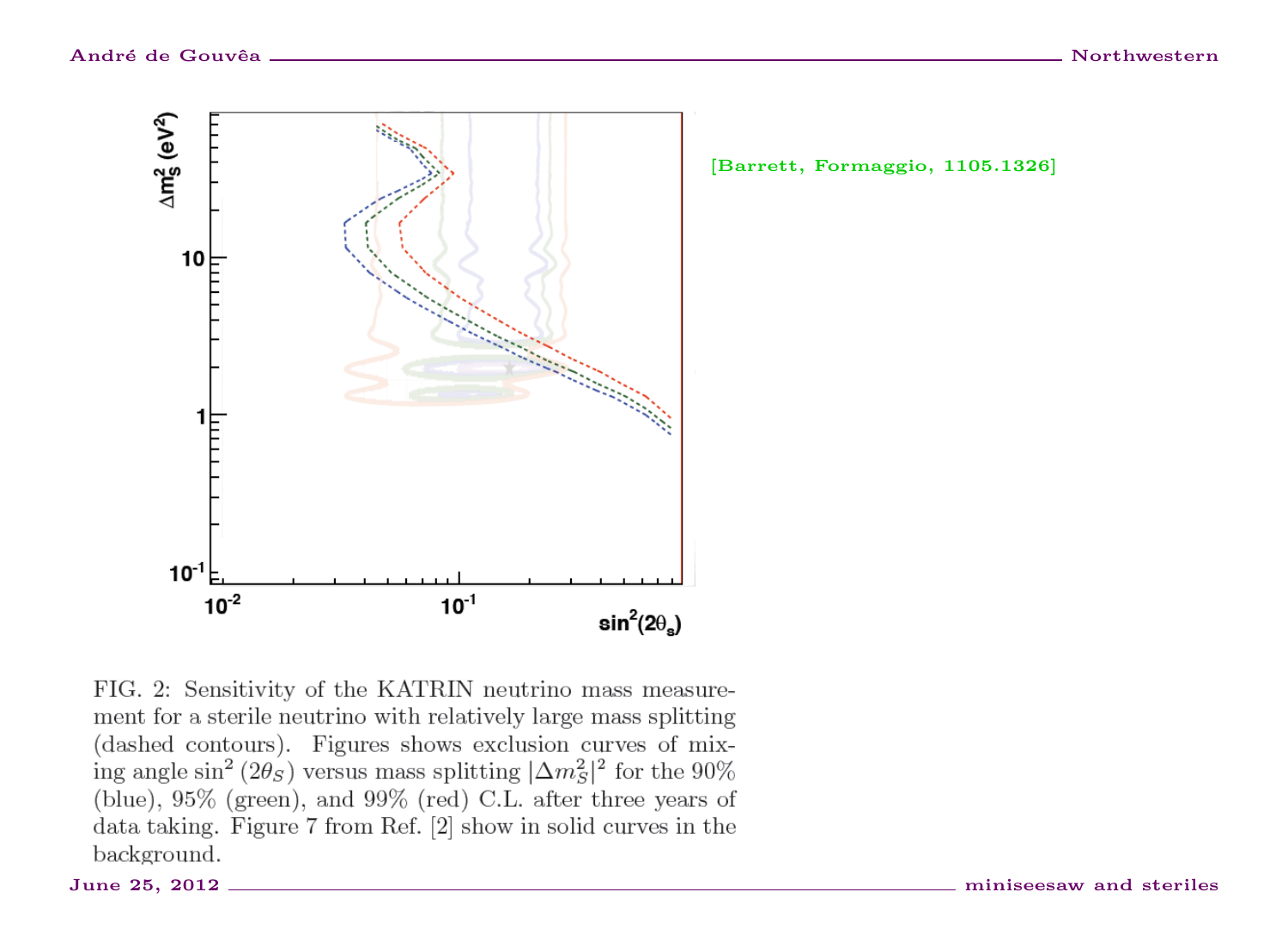[Barrett, Formaggio, 1105.1326]

FIG. 2: Sensitivity of the KATRIN neutrino mass measurement for a sterile neutrino with relatively large mass splitting (dashed contours). Figures shows exclusion curves of mixing angle $\sin^2(2\theta_S)$ versus mass splitting $|\Delta m^2_S|^2$ for the 90% (blue), 95% (green), and 99% (red) C.L. after three years of data taking. Figure 7 from Ref. [2] show in solid curves in the background.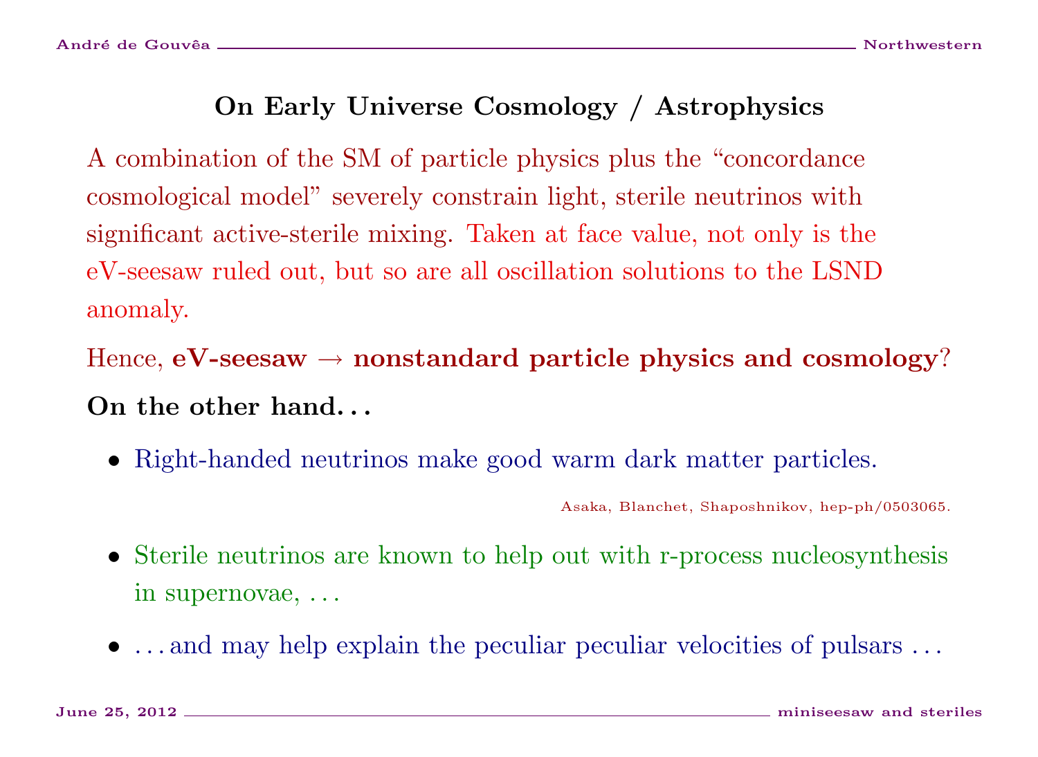## On Early Universe Cosmology / Astrophysics

A combination of the SM of particle physics plus the "concordance cosmological model" severely constrain light, sterile neutrinos with significant active-sterile mixing. Taken at face value, not only is the eV-seesaw ruled out, but so are all oscillation solutions to the LSND anomaly.

Hence, **eV-seesaw → nonstandard particle physics and cosmology**?

**On the other hand...**

- Right-handed neutrinos make good warm dark matter particles.

  Asaka, Blanchet, Shaposhnikov, hep-ph/0503065.

- Sterile neutrinos are known to help out with r-process nucleosynthesis in supernovae, ...
- ...and may help explain the peculiar peculiar velocities of pulsars ...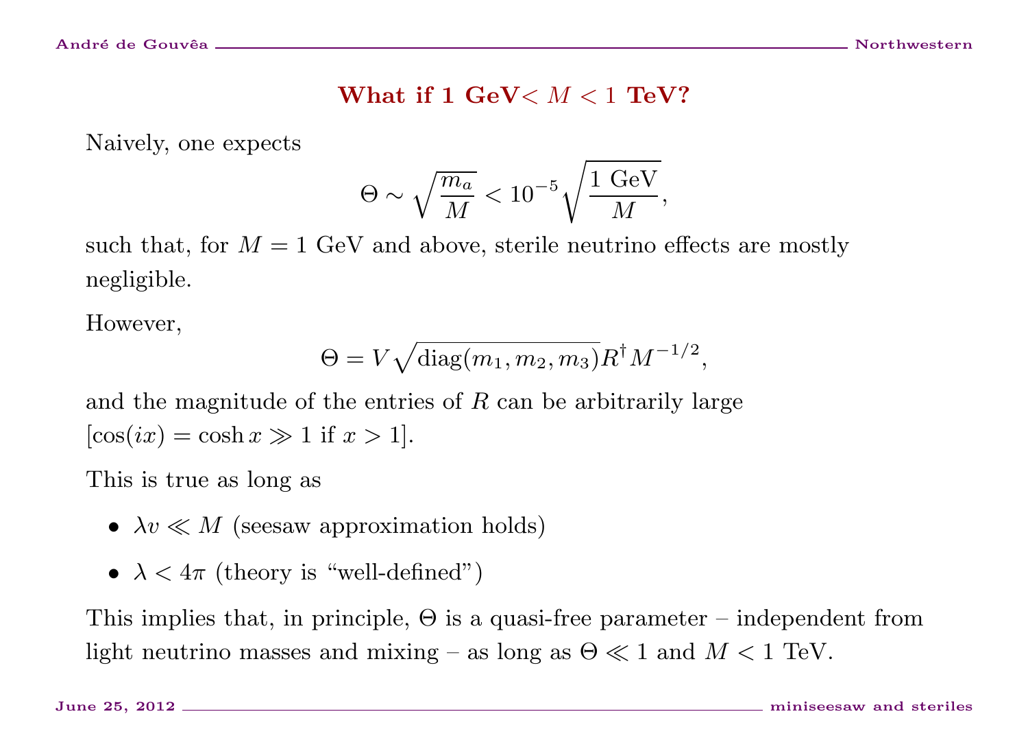## What if 1 GeV$< M <1$ TeV?

Naively, one expects

$$\Theta \sim \sqrt{\frac{m_a}{M}} < 10^{-5}\sqrt{\frac{1 \text{ GeV}}{M}},$$

such that, for $M = 1$ GeV and above, sterile neutrino effects are mostly negligible.

However,

$$\Theta = V\sqrt{\text{diag}(m_1, m_2, m_3)}R^{\dagger}M^{-1/2},$$

and the magnitude of the entries of $R$ can be arbitrarily large [$\cos(ix) = \cosh x \gg 1$ if $x > 1$].

This is true as long as

- $\lambda v \ll M$ (seesaw approximation holds)
- $\lambda < 4\pi$ (theory is "well-defined")

This implies that, in principle, $\Theta$ is a quasi-free parameter – independent from light neutrino masses and mixing – as long as $\Theta \ll 1$ and $M < 1$ TeV.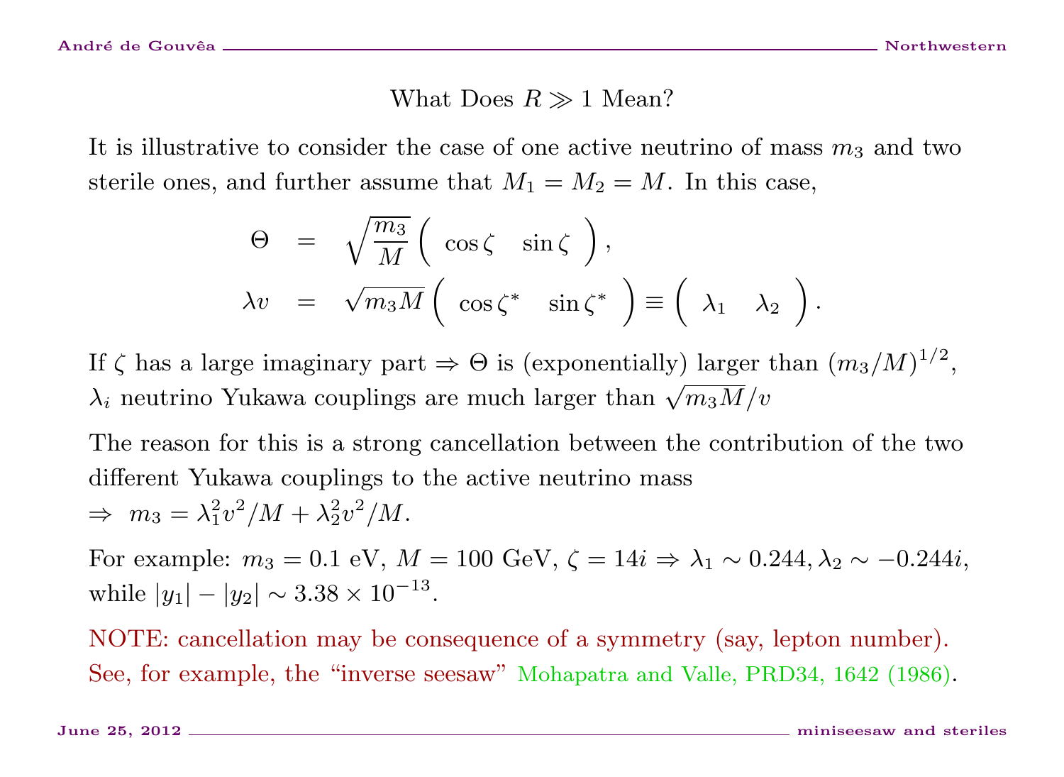## What Does $R \gg 1$ Mean?

It is illustrative to consider the case of one active neutrino of mass $m_3$ and two sterile ones, and further assume that $M_1 = M_2 = M$. In this case,

$$
\begin{aligned}
\Theta &= \sqrt{\frac{m_3}{M}} \begin{pmatrix} \cos\zeta & \sin\zeta \end{pmatrix}, \\
\lambda v &= \sqrt{m_3 M} \begin{pmatrix} \cos\zeta^* & \sin\zeta^* \end{pmatrix} \equiv \begin{pmatrix} \lambda_1 & \lambda_2 \end{pmatrix}.
\end{aligned}
$$

If $\zeta$ has a large imaginary part $\Rightarrow$ $\Theta$ is (exponentially) larger than $(m_3/M)^{1/2}$, $\lambda_i$ neutrino Yukawa couplings are much larger than $\sqrt{m_3 M}/v$

The reason for this is a strong cancellation between the contribution of the two different Yukawa couplings to the active neutrino mass
$\Rightarrow$ $m_3 = \lambda_1^2 v^2/M + \lambda_2^2 v^2/M$.

For example: $m_3 = 0.1$ eV, $M = 100$ GeV, $\zeta = 14i \Rightarrow \lambda_1 \sim 0.244, \lambda_2 \sim -0.244i$, while $|y_1| - |y_2| \sim 3.38 \times 10^{-13}$.

NOTE: cancellation may be consequence of a symmetry (say, lepton number). See, for example, the "inverse seesaw" Mohapatra and Valle, PRD34, 1642 (1986).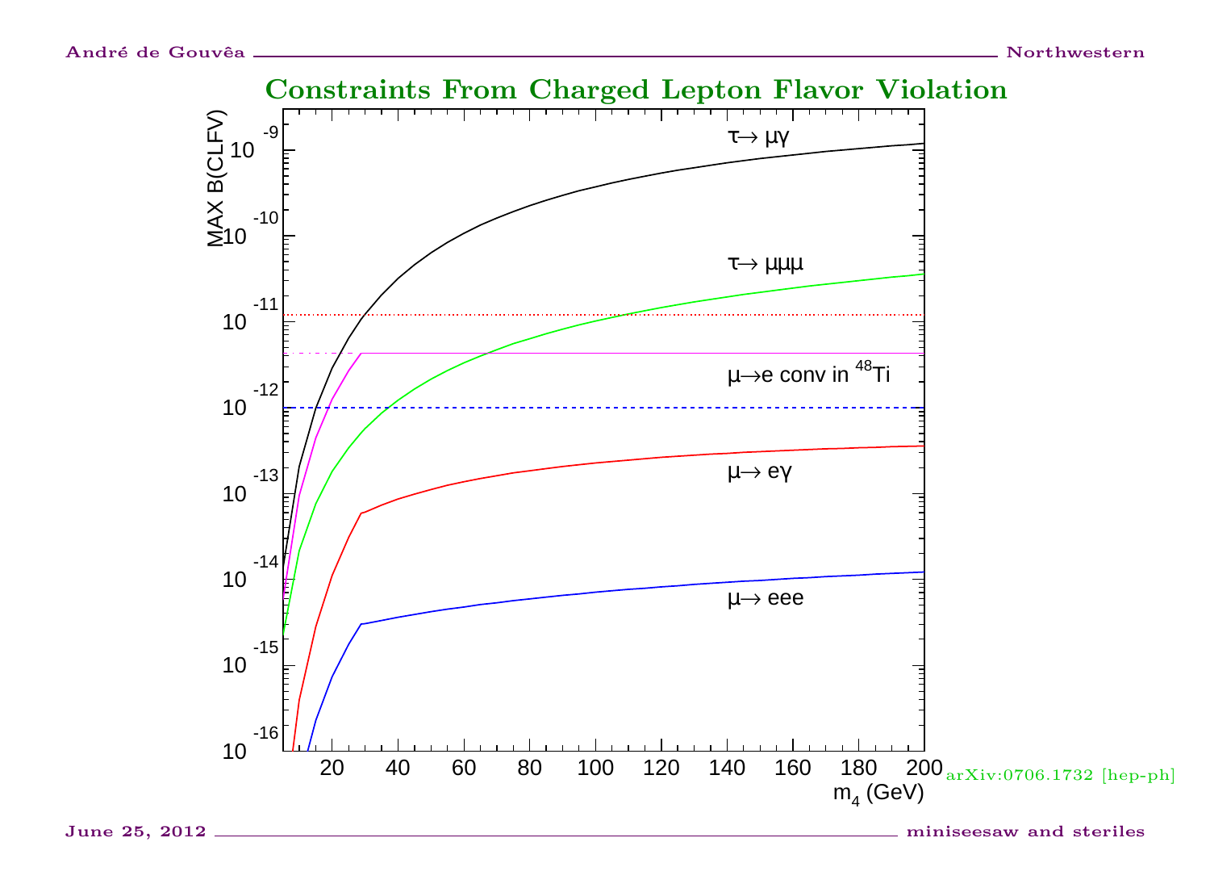# Constraints From Charged Lepton Flavor Violation

MAX B(CLFV)

$10^{-9}$, $10^{-10}$, $10^{-11}$, $10^{-12}$, $10^{-13}$, $10^{-14}$, $10^{-15}$, $10^{-16}$

$\tau \to \mu\gamma$

$\tau \to \mu\mu\mu$

$\mu \to e$ conv in $^{48}$Ti

$\mu \to e\gamma$

$\mu \to eee$

20 40 60 80 100 120 140 160 180 200

$m_4$ (GeV)

arXiv:0706.1732 [hep-ph]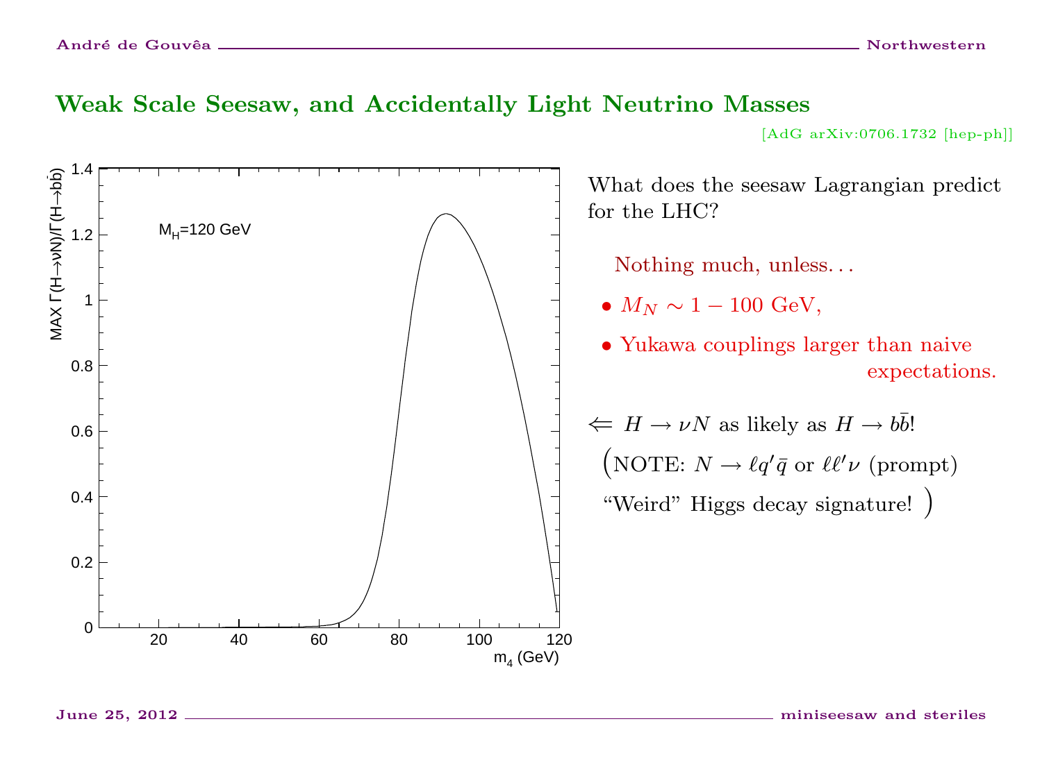## Weak Scale Seesaw, and Accidentally Light Neutrino Masses

[AdG arXiv:0706.1732 [hep-ph]]

What does the seesaw Lagrangian predict for the LHC?

Nothing much, unless. . .

- $M_N \sim 1 - 100$ GeV,
- Yukawa couplings larger than naive expectations.

$\Leftarrow$ $H \to \nu N$ as likely as $H \to b\bar{b}$!

(NOTE: $N \to \ell q' \bar{q}$ or $\ell \ell' \nu$ (prompt)

"Weird" Higgs decay signature! )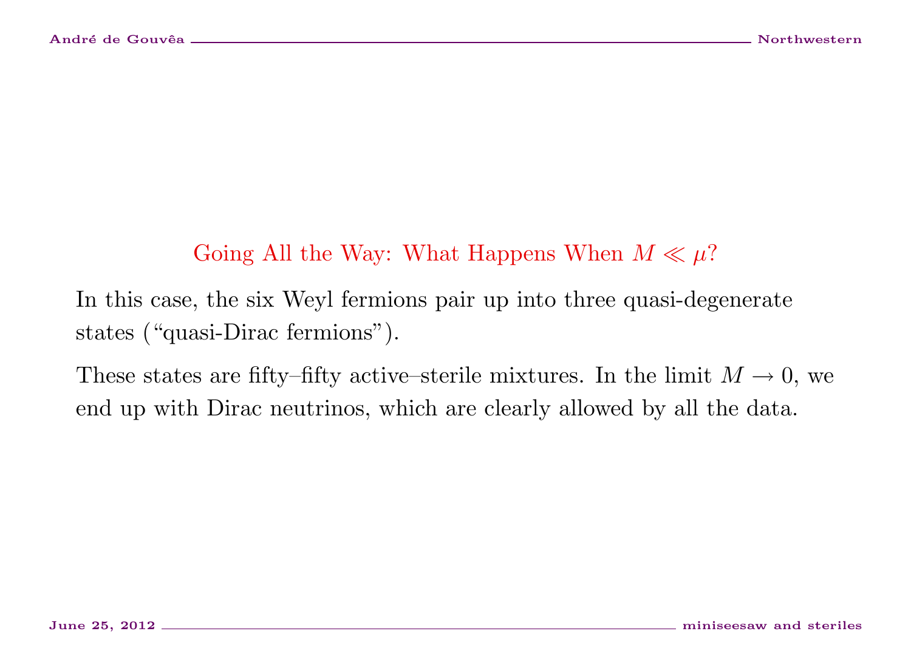## Going All the Way: What Happens When $M \ll \mu$?

In this case, the six Weyl fermions pair up into three quasi-degenerate states ("quasi-Dirac fermions").

These states are fifty–fifty active–sterile mixtures. In the limit $M \to 0$, we end up with Dirac neutrinos, which are clearly allowed by all the data.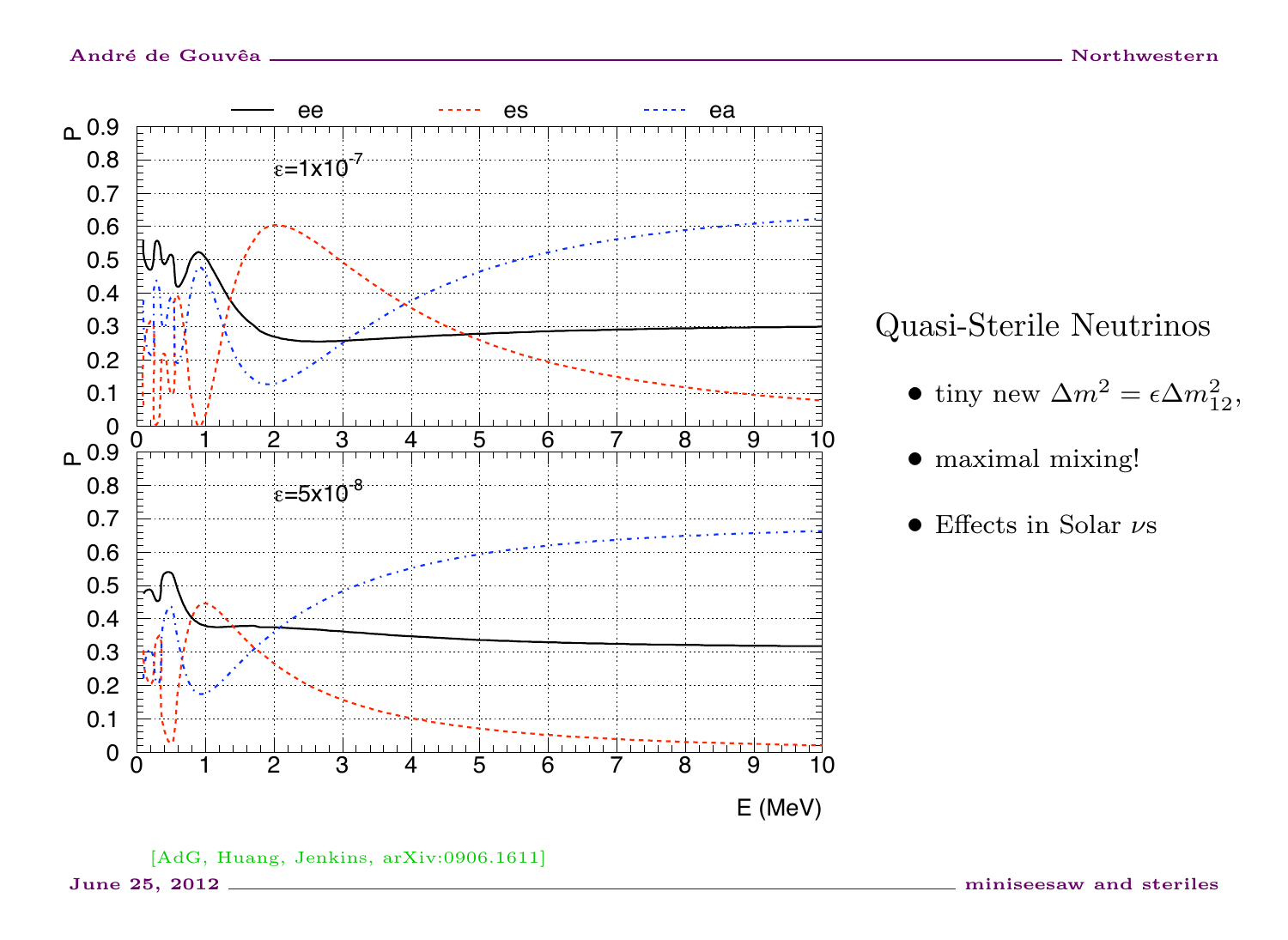## Quasi-Sterile Neutrinos

- tiny new $\Delta m^2 = \epsilon \Delta m^2_{12}$,
- maximal mixing!
- Effects in Solar $\nu$s

[AdG, Huang, Jenkins, arXiv:0906.1611]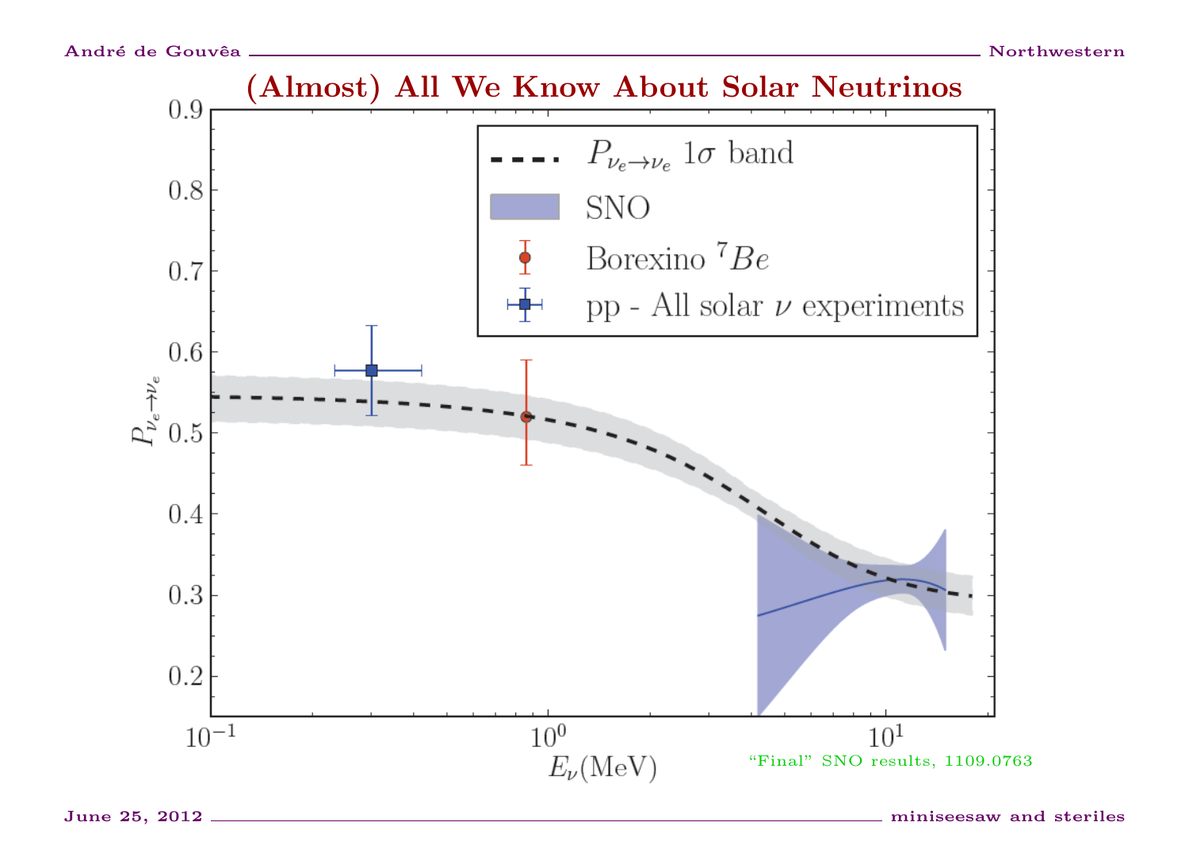# (Almost) All We Know About Solar Neutrinos

“Final” SNO results, 1109.0763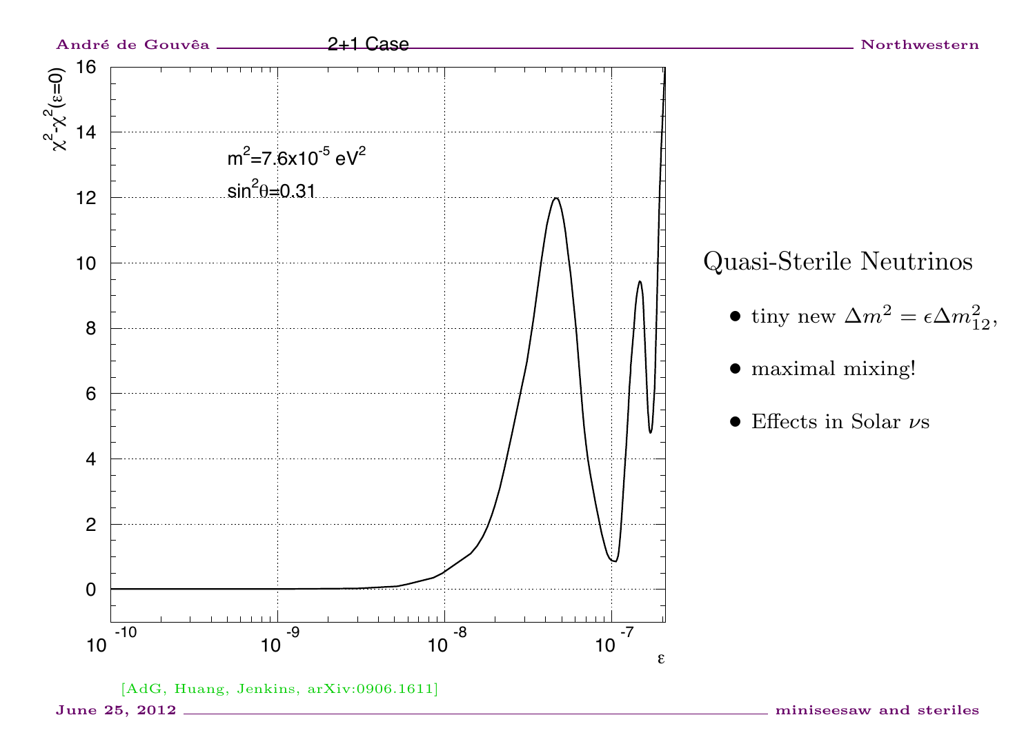2+1 Case

Quasi-Sterile Neutrinos

- tiny new $\Delta m^2 = \epsilon \Delta m^2_{12}$,
- maximal mixing!
- Effects in Solar $\nu$s

[AdG, Huang, Jenkins, arXiv:0906.1611]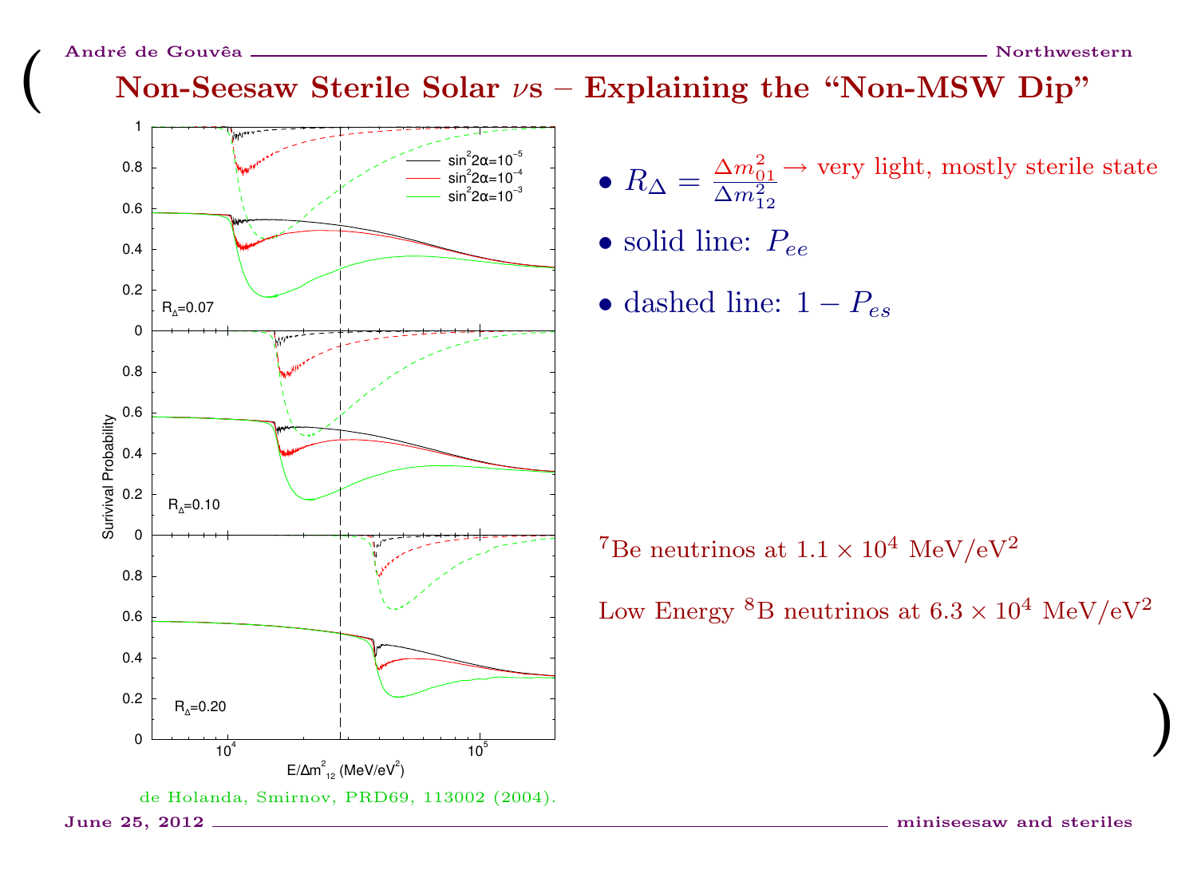# Non-Seesaw Sterile Solar $\nu$s – Explaining the "Non-MSW Dip"

- $R_\Delta = \frac{\Delta m^2_{01}}{\Delta m^2_{12}}$ → very light, mostly sterile state
- solid line: $P_{ee}$
- dashed line: $1 - P_{es}$

$^7$Be neutrinos at $1.1 \times 10^4$ MeV/eV$^2$

Low Energy $^8$B neutrinos at $6.3 \times 10^4$ MeV/eV$^2$

de Holanda, Smirnov, PRD69, 113002 (2004).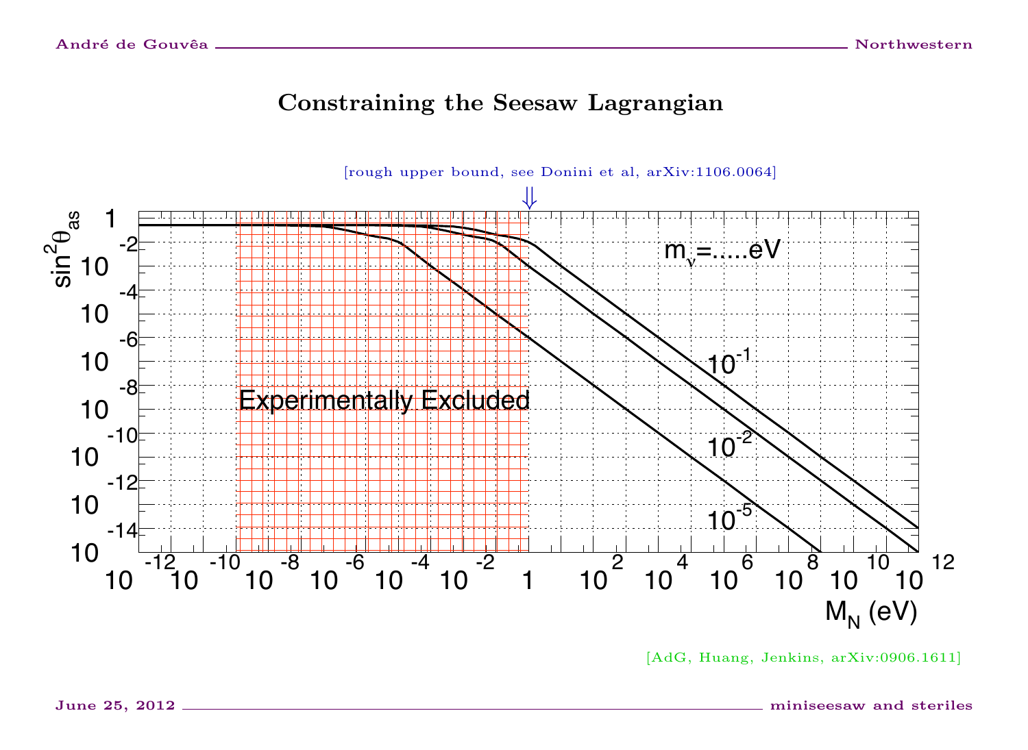# Constraining the Seesaw Lagrangian

[rough upper bound, see Donini et al, arXiv:1106.0064]

Experimentally Excluded

$m_\nu$=.....eV

$10^{-1}$

$10^{-2}$

$10^{-5}$

$\sin^2\theta_{as}$

$M_N$ (eV)

[AdG, Huang, Jenkins, arXiv:0906.1611]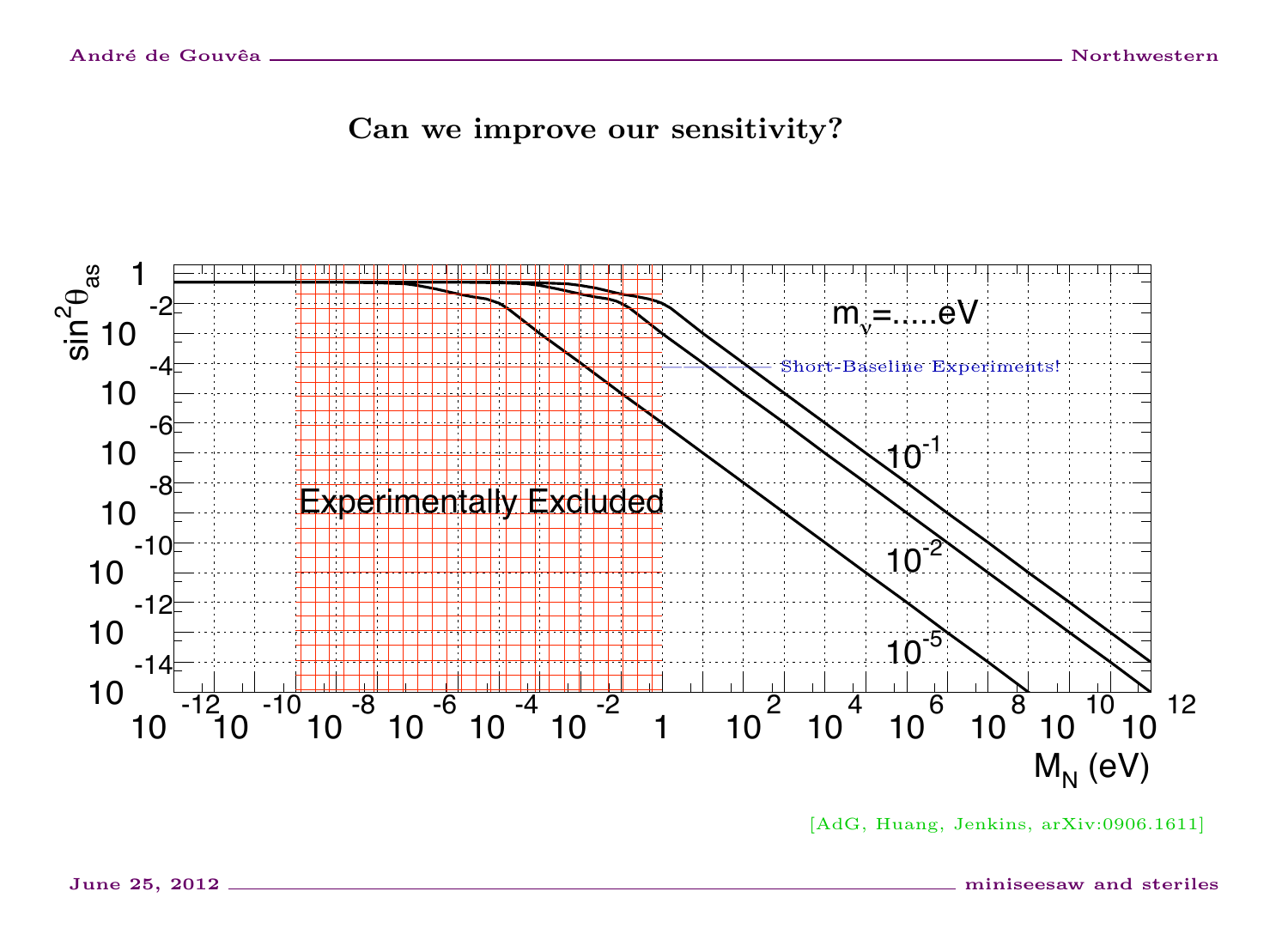## Can we improve our sensitivity?

$\sin^2\theta_{as}$

$m_\nu$=.....eV

Short-Baseline Experiments!

$10^{-1}$

$10^{-2}$

$10^{-5}$

Experimentally Excluded

$M_N$ (eV)

[AdG, Huang, Jenkins, arXiv:0906.1611]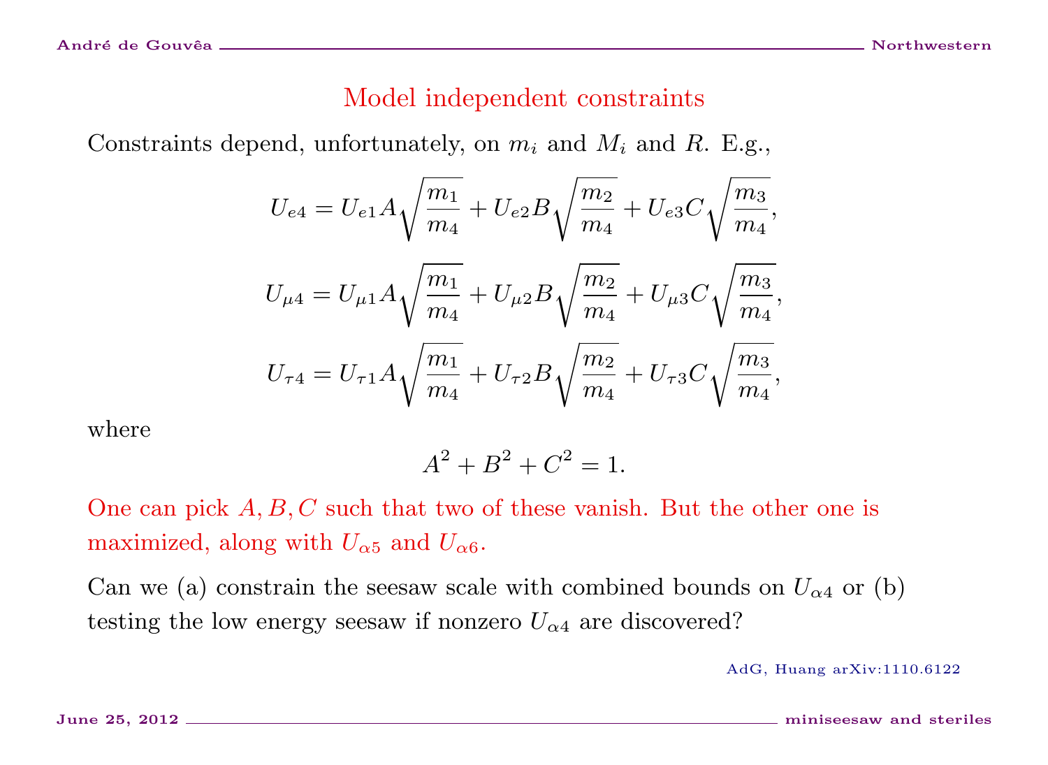## Model independent constraints

Constraints depend, unfortunately, on $m_i$ and $M_i$ and $R$. E.g.,

$$U_{e4} = U_{e1} A \sqrt{\frac{m_1}{m_4}} + U_{e2} B \sqrt{\frac{m_2}{m_4}} + U_{e3} C \sqrt{\frac{m_3}{m_4}},$$

$$U_{\mu 4} = U_{\mu 1} A \sqrt{\frac{m_1}{m_4}} + U_{\mu 2} B \sqrt{\frac{m_2}{m_4}} + U_{\mu 3} C \sqrt{\frac{m_3}{m_4}},$$

$$U_{\tau 4} = U_{\tau 1} A \sqrt{\frac{m_1}{m_4}} + U_{\tau 2} B \sqrt{\frac{m_2}{m_4}} + U_{\tau 3} C \sqrt{\frac{m_3}{m_4}},$$

where

$$A^2 + B^2 + C^2 = 1.$$

One can pick $A, B, C$ such that two of these vanish. But the other one is maximized, along with $U_{\alpha 5}$ and $U_{\alpha 6}$.

Can we (a) constrain the seesaw scale with combined bounds on $U_{\alpha 4}$ or (b) testing the low energy seesaw if nonzero $U_{\alpha 4}$ are discovered?

AdG, Huang arXiv:1110.6122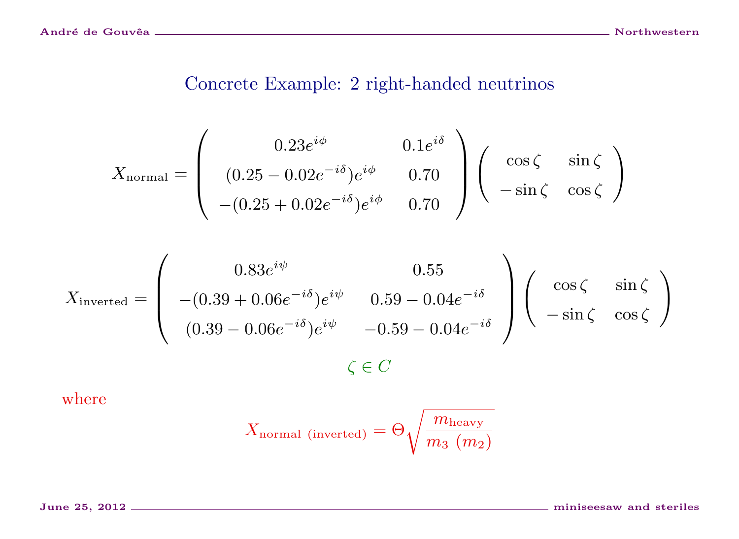## Concrete Example: 2 right-handed neutrinos

$$X_{\rm normal} = \begin{pmatrix} 0.23e^{i\phi} & 0.1e^{i\delta} \\ (0.25 - 0.02e^{-i\delta})e^{i\phi} & 0.70 \\ -(0.25 + 0.02e^{-i\delta})e^{i\phi} & 0.70 \end{pmatrix} \begin{pmatrix} \cos\zeta & \sin\zeta \\ -\sin\zeta & \cos\zeta \end{pmatrix}$$

$$X_{\rm inverted} = \begin{pmatrix} 0.83e^{i\psi} & 0.55 \\ -(0.39 + 0.06e^{-i\delta})e^{i\psi} & 0.59 - 0.04e^{-i\delta} \\ (0.39 - 0.06e^{-i\delta})e^{i\psi} & -0.59 - 0.04e^{-i\delta} \end{pmatrix} \begin{pmatrix} \cos\zeta & \sin\zeta \\ -\sin\zeta & \cos\zeta \end{pmatrix}$$

$$\zeta \in C$$

where

$$X_{\rm normal\ (inverted)} = \Theta\sqrt{\frac{m_{\rm heavy}}{m_3\ (m_2)}}$$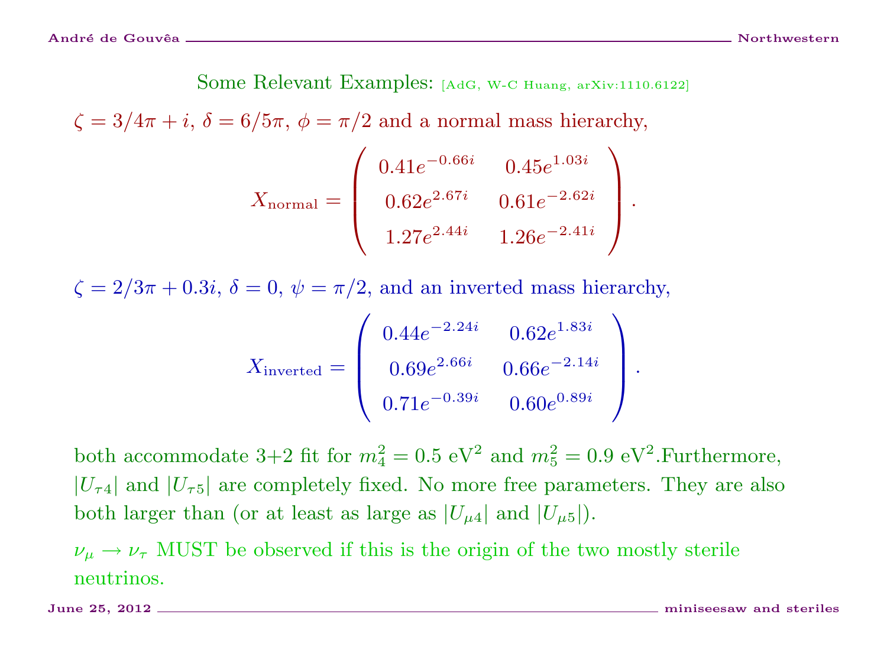## Some Relevant Examples: [AdG, W-C Huang, arXiv:1110.6122]

$\zeta = 3/4\pi + i$, $\delta = 6/5\pi$, $\phi = \pi/2$ and a normal mass hierarchy,

$$X_{\rm normal} = \begin{pmatrix} 0.41e^{-0.66i} & 0.45e^{1.03i} \\ 0.62e^{2.67i} & 0.61e^{-2.62i} \\ 1.27e^{2.44i} & 1.26e^{-2.41i} \end{pmatrix}.$$

$\zeta = 2/3\pi + 0.3i$, $\delta = 0$, $\psi = \pi/2$, and an inverted mass hierarchy,

$$X_{\rm inverted} = \begin{pmatrix} 0.44e^{-2.24i} & 0.62e^{1.83i} \\ 0.69e^{2.66i} & 0.66e^{-2.14i} \\ 0.71e^{-0.39i} & 0.60e^{0.89i} \end{pmatrix}.$$

both accommodate 3+2 fit for $m_4^2 = 0.5$ eV$^2$ and $m_5^2 = 0.9$ eV$^2$.Furthermore, $|U_{\tau 4}|$ and $|U_{\tau 5}|$ are completely fixed. No more free parameters. They are also both larger than (or at least as large as $|U_{\mu 4}|$ and $|U_{\mu 5}|$).

$\nu_\mu \to \nu_\tau$ MUST be observed if this is the origin of the two mostly sterile neutrinos.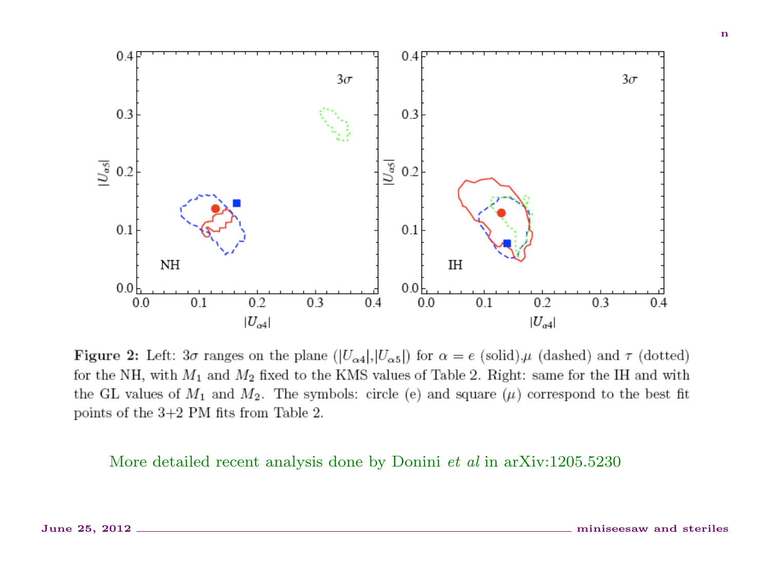**Figure 2:** Left: $3\sigma$ ranges on the plane ($|U_{\alpha 4}|$,$|U_{\alpha 5}|$) for $\alpha = e$ (solid),$\mu$ (dashed) and $\tau$ (dotted) for the NH, with $M_1$ and $M_2$ fixed to the KMS values of Table 2. Right: same for the IH and with the GL values of $M_1$ and $M_2$. The symbols: circle (e) and square ($\mu$) correspond to the best fit points of the 3+2 PM fits from Table 2.

More detailed recent analysis done by Donini *et al* in arXiv:1205.5230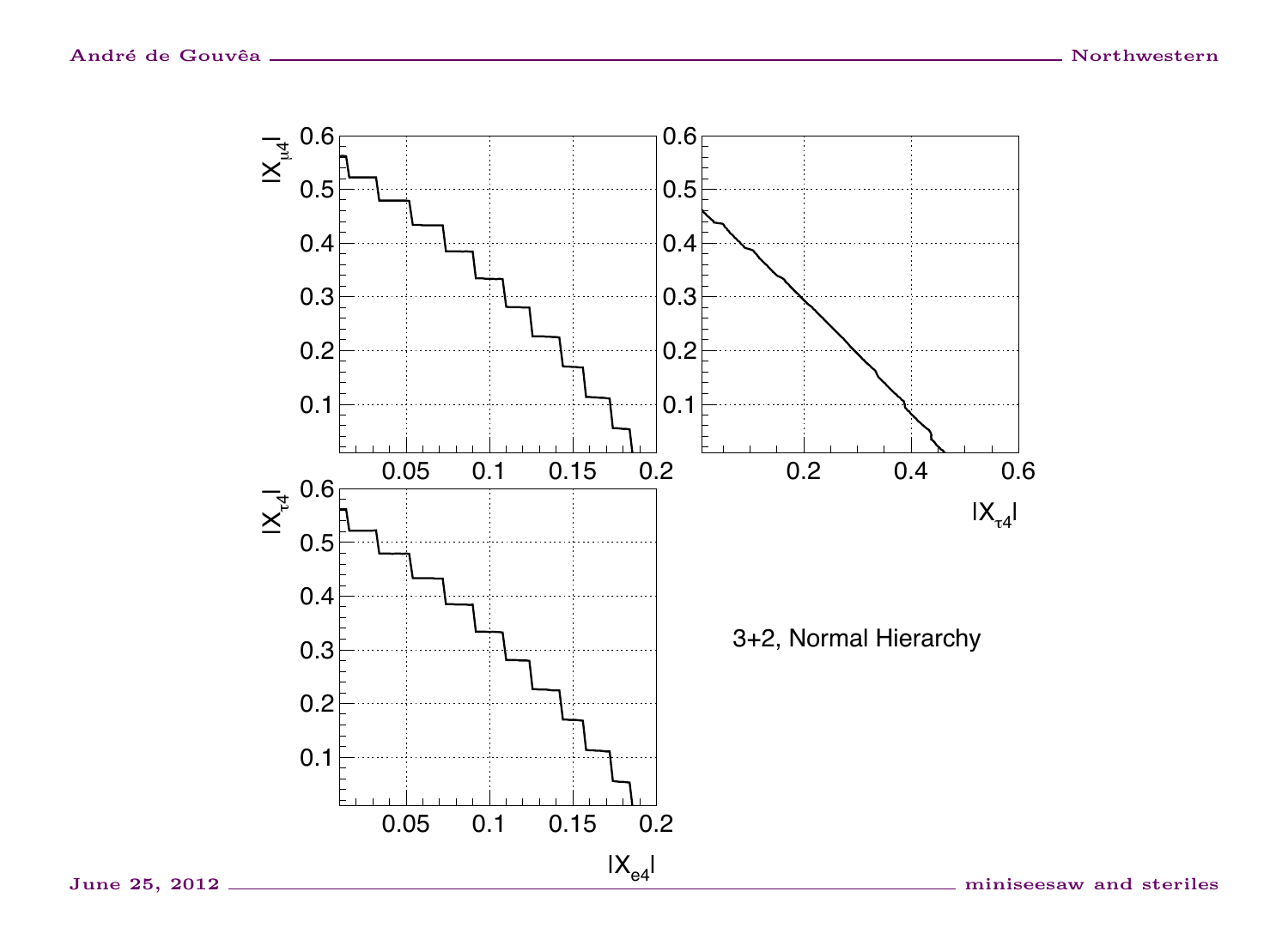3+2, Normal Hierarchy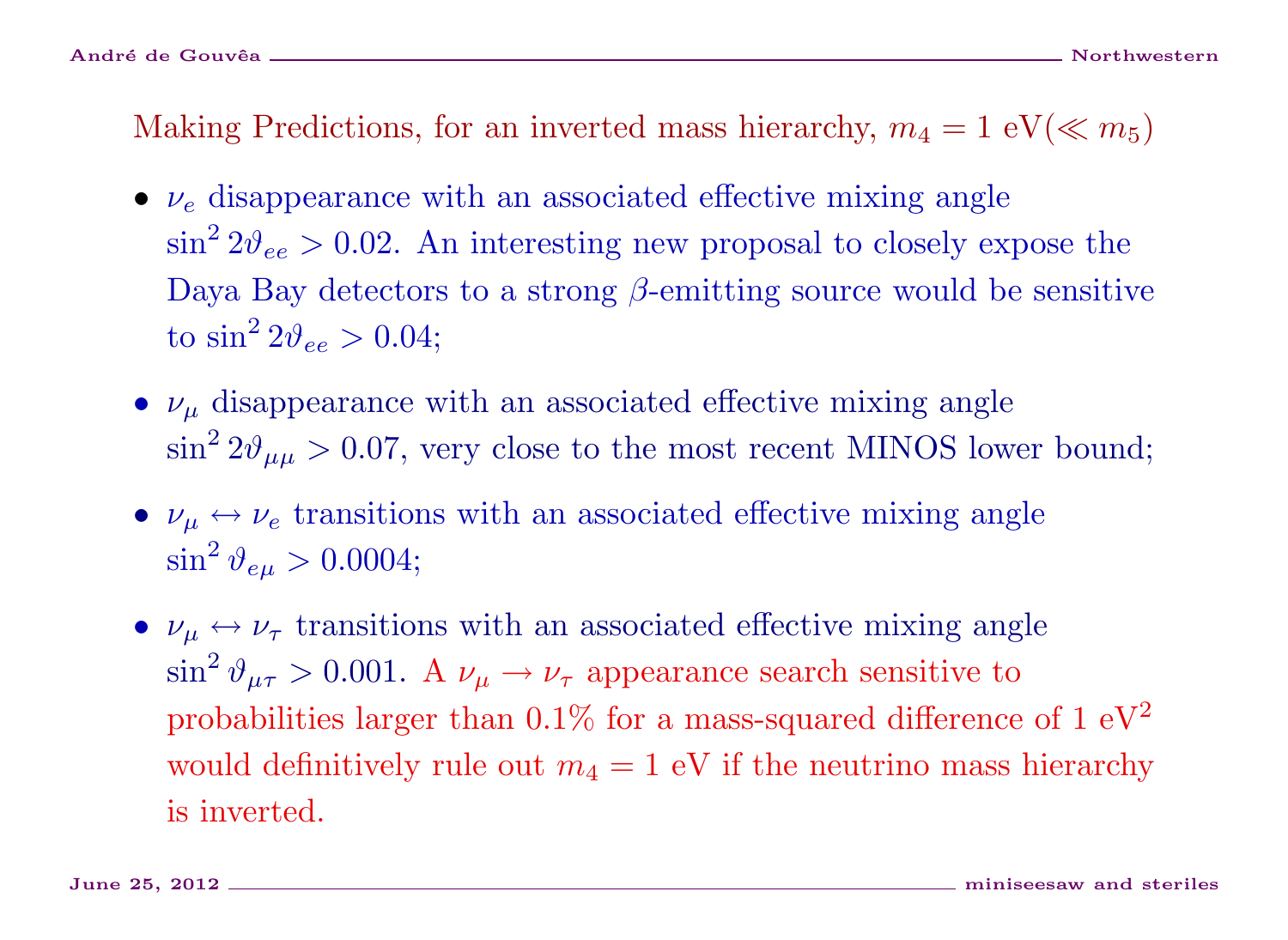## Making Predictions, for an inverted mass hierarchy, $m_4 = 1$ eV($\ll m_5$)

- $\nu_e$ disappearance with an associated effective mixing angle $\sin^2 2\vartheta_{ee} > 0.02$. An interesting new proposal to closely expose the Daya Bay detectors to a strong $\beta$-emitting source would be sensitive to $\sin^2 2\vartheta_{ee} > 0.04$;
- $\nu_\mu$ disappearance with an associated effective mixing angle $\sin^2 2\vartheta_{\mu\mu} > 0.07$, very close to the most recent MINOS lower bound;
- $\nu_\mu \leftrightarrow \nu_e$ transitions with an associated effective mixing angle $\sin^2 \vartheta_{e\mu} > 0.0004$;
- $\nu_\mu \leftrightarrow \nu_\tau$ transitions with an associated effective mixing angle $\sin^2 \vartheta_{\mu\tau} > 0.001$. A $\nu_\mu \to \nu_\tau$ appearance search sensitive to probabilities larger than 0.1% for a mass-squared difference of 1 eV$^2$ would definitively rule out $m_4 = 1$ eV if the neutrino mass hierarchy is inverted.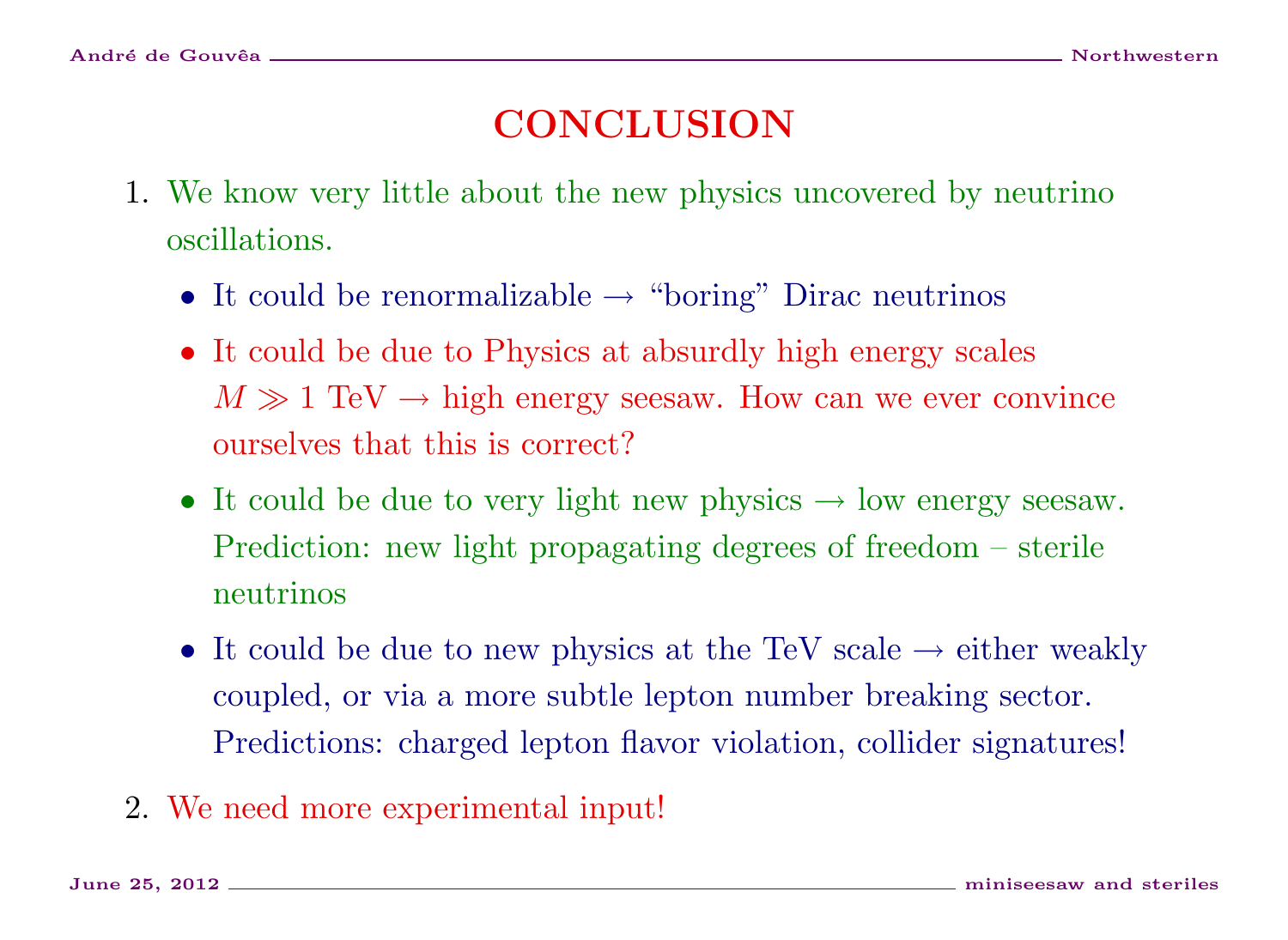# CONCLUSION

1. We know very little about the new physics uncovered by neutrino oscillations.
   - It could be renormalizable → "boring" Dirac neutrinos
   - It could be due to Physics at absurdly high energy scales $M \gg 1$ TeV → high energy seesaw. How can we ever convince ourselves that this is correct?
   - It could be due to very light new physics → low energy seesaw. Prediction: new light propagating degrees of freedom – sterile neutrinos
   - It could be due to new physics at the TeV scale → either weakly coupled, or via a more subtle lepton number breaking sector. Predictions: charged lepton flavor violation, collider signatures!
2. We need more experimental input!